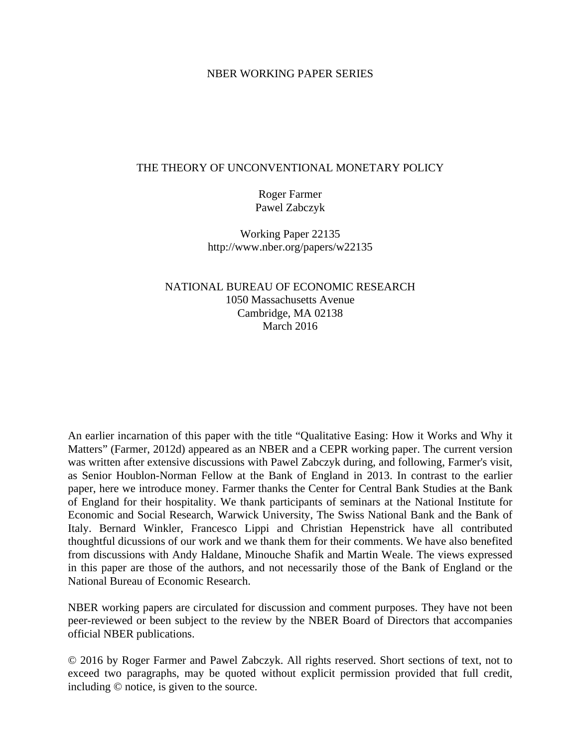NBER WORKING PAPER SERIES

# THE THEORY OF UNCONVENTIONAL MONETARY POLICY

Roger Farmer
Pawel Zabczyk

Working Paper 22135
http://www.nber.org/papers/w22135

NATIONAL BUREAU OF ECONOMIC RESEARCH
1050 Massachusetts Avenue
Cambridge, MA 02138
March 2016

An earlier incarnation of this paper with the title "Qualitative Easing: How it Works and Why it Matters" (Farmer, 2012d) appeared as an NBER and a CEPR working paper. The current version was written after extensive discussions with Pawel Zabczyk during, and following, Farmer's visit, as Senior Houblon-Norman Fellow at the Bank of England in 2013. In contrast to the earlier paper, here we introduce money. Farmer thanks the Center for Central Bank Studies at the Bank of England for their hospitality. We thank participants of seminars at the National Institute for Economic and Social Research, Warwick University, The Swiss National Bank and the Bank of Italy. Bernard Winkler, Francesco Lippi and Christian Hepenstrick have all contributed thoughtful dicussions of our work and we thank them for their comments. We have also benefited from discussions with Andy Haldane, Minouche Shafik and Martin Weale. The views expressed in this paper are those of the authors, and not necessarily those of the Bank of England or the National Bureau of Economic Research.

NBER working papers are circulated for discussion and comment purposes. They have not been peer-reviewed or been subject to the review by the NBER Board of Directors that accompanies official NBER publications.

© 2016 by Roger Farmer and Pawel Zabczyk. All rights reserved. Short sections of text, not to exceed two paragraphs, may be quoted without explicit permission provided that full credit, including © notice, is given to the source.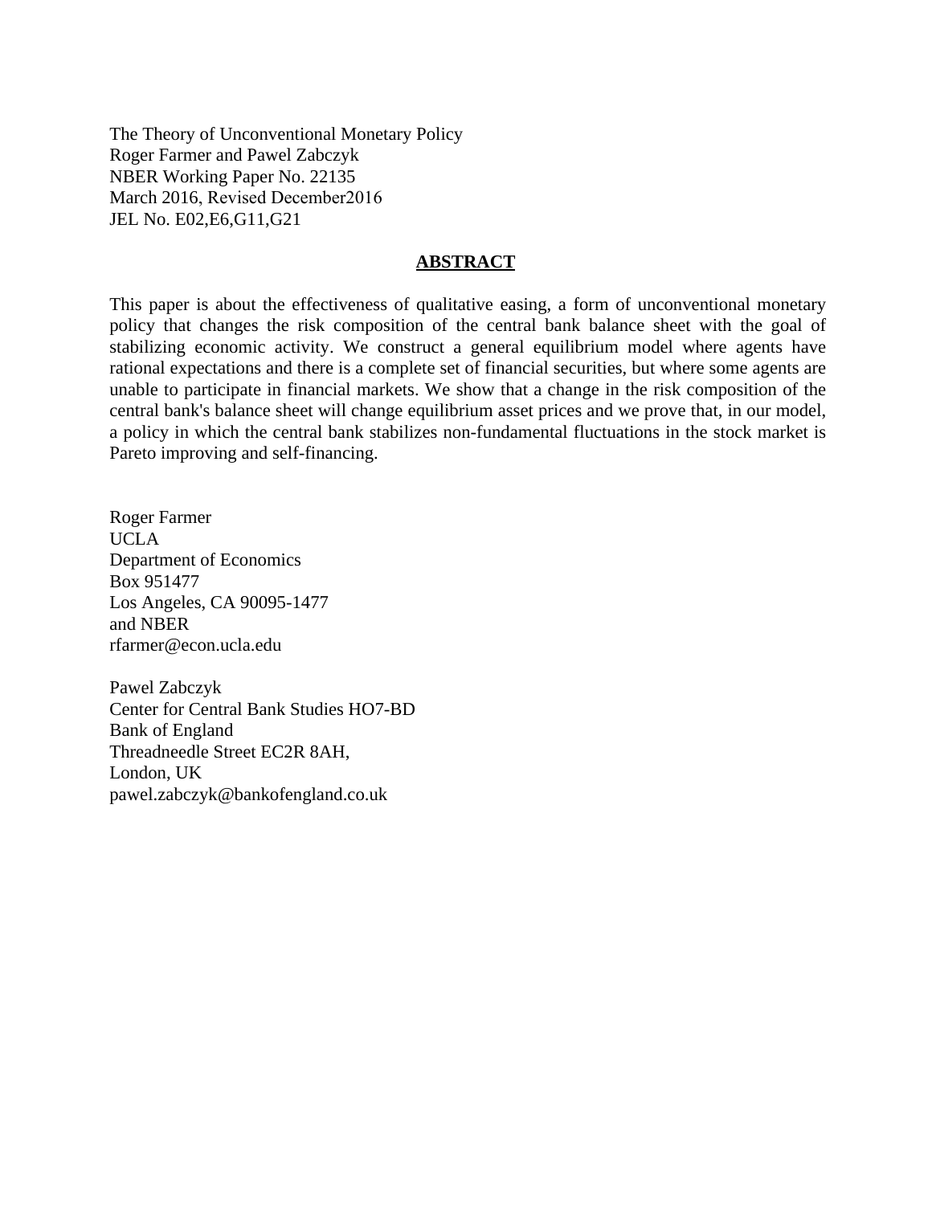The Theory of Unconventional Monetary Policy
Roger Farmer and Pawel Zabczyk
NBER Working Paper No. 22135
March 2016, Revised December2016
JEL No. E02,E6,G11,G21

## ABSTRACT

This paper is about the effectiveness of qualitative easing, a form of unconventional monetary policy that changes the risk composition of the central bank balance sheet with the goal of stabilizing economic activity. We construct a general equilibrium model where agents have rational expectations and there is a complete set of financial securities, but where some agents are unable to participate in financial markets. We show that a change in the risk composition of the central bank's balance sheet will change equilibrium asset prices and we prove that, in our model, a policy in which the central bank stabilizes non-fundamental fluctuations in the stock market is Pareto improving and self-financing.

Roger Farmer
UCLA
Department of Economics
Box 951477
Los Angeles, CA 90095-1477
and NBER
rfarmer@econ.ucla.edu

Pawel Zabczyk
Center for Central Bank Studies HO7-BD
Bank of England
Threadneedle Street EC2R 8AH,
London, UK
pawel.zabczyk@bankofengland.co.uk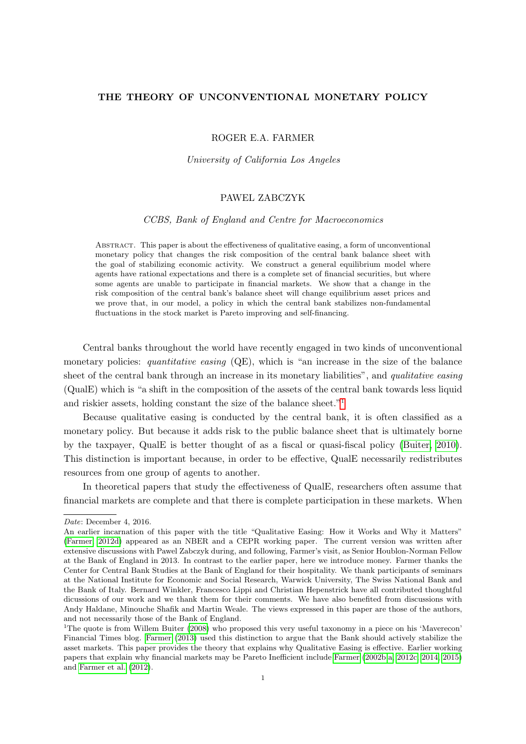# THE THEORY OF UNCONVENTIONAL MONETARY POLICY

ROGER E.A. FARMER

*University of California Los Angeles*

PAWEL ZABCZYK

*CCBS, Bank of England and Centre for Macroeconomics*

Abstract. This paper is about the effectiveness of qualitative easing, a form of unconventional monetary policy that changes the risk composition of the central bank balance sheet with the goal of stabilizing economic activity. We construct a general equilibrium model where agents have rational expectations and there is a complete set of financial securities, but where some agents are unable to participate in financial markets. We show that a change in the risk composition of the central bank's balance sheet will change equilibrium asset prices and we prove that, in our model, a policy in which the central bank stabilizes non-fundamental fluctuations in the stock market is Pareto improving and self-financing.

Central banks throughout the world have recently engaged in two kinds of unconventional monetary policies: *quantitative easing* (QE), which is "an increase in the size of the balance sheet of the central bank through an increase in its monetary liabilities", and *qualitative easing* (QualE) which is "a shift in the composition of the assets of the central bank towards less liquid and riskier assets, holding constant the size of the balance sheet."[1]

Because qualitative easing is conducted by the central bank, it is often classified as a monetary policy. But because it adds risk to the public balance sheet that is ultimately borne by the taxpayer, QualE is better thought of as a fiscal or quasi-fiscal policy (Buiter, 2010). This distinction is important because, in order to be effective, QualE necessarily redistributes resources from one group of agents to another.

In theoretical papers that study the effectiveness of QualE, researchers often assume that financial markets are complete and that there is complete participation in these markets. When

---

*Date*: December 4, 2016.

An earlier incarnation of this paper with the title "Qualitative Easing: How it Works and Why it Matters" (Farmer, 2012d) appeared as an NBER and a CEPR working paper. The current version was written after extensive discussions with Pawel Zabczyk during, and following, Farmer's visit, as Senior Houblon-Norman Fellow at the Bank of England in 2013. In contrast to the earlier paper, here we introduce money. Farmer thanks the Center for Central Bank Studies at the Bank of England for their hospitality. We thank participants of seminars at the National Institute for Economic and Social Research, Warwick University, The Swiss National Bank and the Bank of Italy. Bernard Winkler, Francesco Lippi and Christian Hepenstrick have all contributed thoughtful dicsussions of our work and we thank them for their comments. We have also benefited from discussions with Andy Haldane, Minouche Shafik and Martin Weale. The views expressed in this paper are those of the authors, and not necessarily those of the Bank of England.

[1] The quote is from Willem Buiter (2008) who proposed this very useful taxonomy in a piece on his 'Maverecon' Financial Times blog. Farmer (2013) used this distinction to argue that the Bank should actively stabilize the asset markets. This paper provides the theory that explains why Qualitative Easing is effective. Earlier working papers that explain why financial markets may be Pareto Inefficient include Farmer (2002b,a, 2012c, 2014, 2015) and Farmer et al. (2012).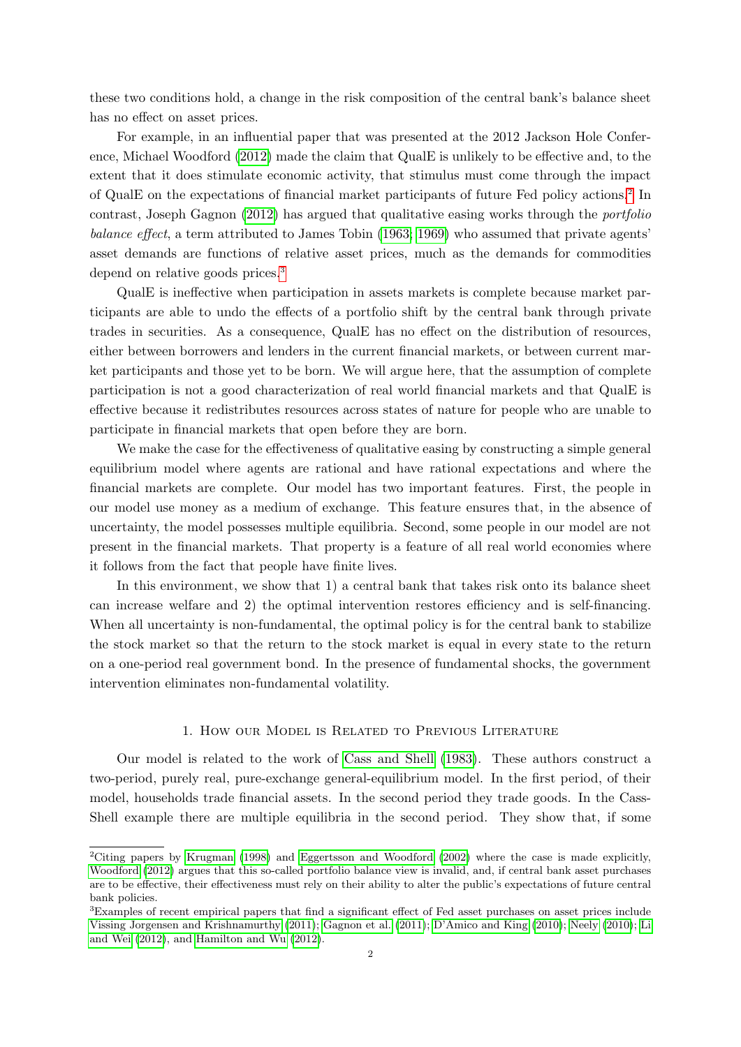these two conditions hold, a change in the risk composition of the central bank's balance sheet has no effect on asset prices.

For example, in an influential paper that was presented at the 2012 Jackson Hole Conference, Michael Woodford (2012) made the claim that QualE is unlikely to be effective and, to the extent that it does stimulate economic activity, that stimulus must come through the impact of QualE on the expectations of financial market participants of future Fed policy actions.[2] In contrast, Joseph Gagnon (2012) has argued that qualitative easing works through the *portfolio balance effect*, a term attributed to James Tobin (1963; 1969) who assumed that private agents' asset demands are functions of relative asset prices, much as the demands for commodities depend on relative goods prices.[3]

QualE is ineffective when participation in assets markets is complete because market participants are able to undo the effects of a portfolio shift by the central bank through private trades in securities. As a consequence, QualE has no effect on the distribution of resources, either between borrowers and lenders in the current financial markets, or between current market participants and those yet to be born. We will argue here, that the assumption of complete participation is not a good characterization of real world financial markets and that QualE is effective because it redistributes resources across states of nature for people who are unable to participate in financial markets that open before they are born.

We make the case for the effectiveness of qualitative easing by constructing a simple general equilibrium model where agents are rational and have rational expectations and where the financial markets are complete. Our model has two important features. First, the people in our model use money as a medium of exchange. This feature ensures that, in the absence of uncertainty, the model possesses multiple equilibria. Second, some people in our model are not present in the financial markets. That property is a feature of all real world economies where it follows from the fact that people have finite lives.

In this environment, we show that 1) a central bank that takes risk onto its balance sheet can increase welfare and 2) the optimal intervention restores efficiency and is self-financing. When all uncertainty is non-fundamental, the optimal policy is for the central bank to stabilize the stock market so that the return to the stock market is equal in every state to the return on a one-period real government bond. In the presence of fundamental shocks, the government intervention eliminates non-fundamental volatility.

## 1. How our Model is Related to Previous Literature

Our model is related to the work of Cass and Shell (1983). These authors construct a two-period, purely real, pure-exchange general-equilibrium model. In the first period, of their model, households trade financial assets. In the second period they trade goods. In the Cass-Shell example there are multiple equilibria in the second period. They show that, if some

---

[2] Citing papers by Krugman (1998) and Eggertsson and Woodford (2002) where the case is made explicitly, Woodford (2012) argues that this so-called portfolio balance view is invalid, and, if central bank asset purchases are to be effective, their effectiveness must rely on their ability to alter the public's expectations of future central bank policies.

[3] Examples of recent empirical papers that find a significant effect of Fed asset purchases on asset prices include Vissing Jorgensen and Krishnamurthy (2011); Gagnon et al. (2011); D'Amico and King (2010); Neely (2010); Li and Wei (2012), and Hamilton and Wu (2012).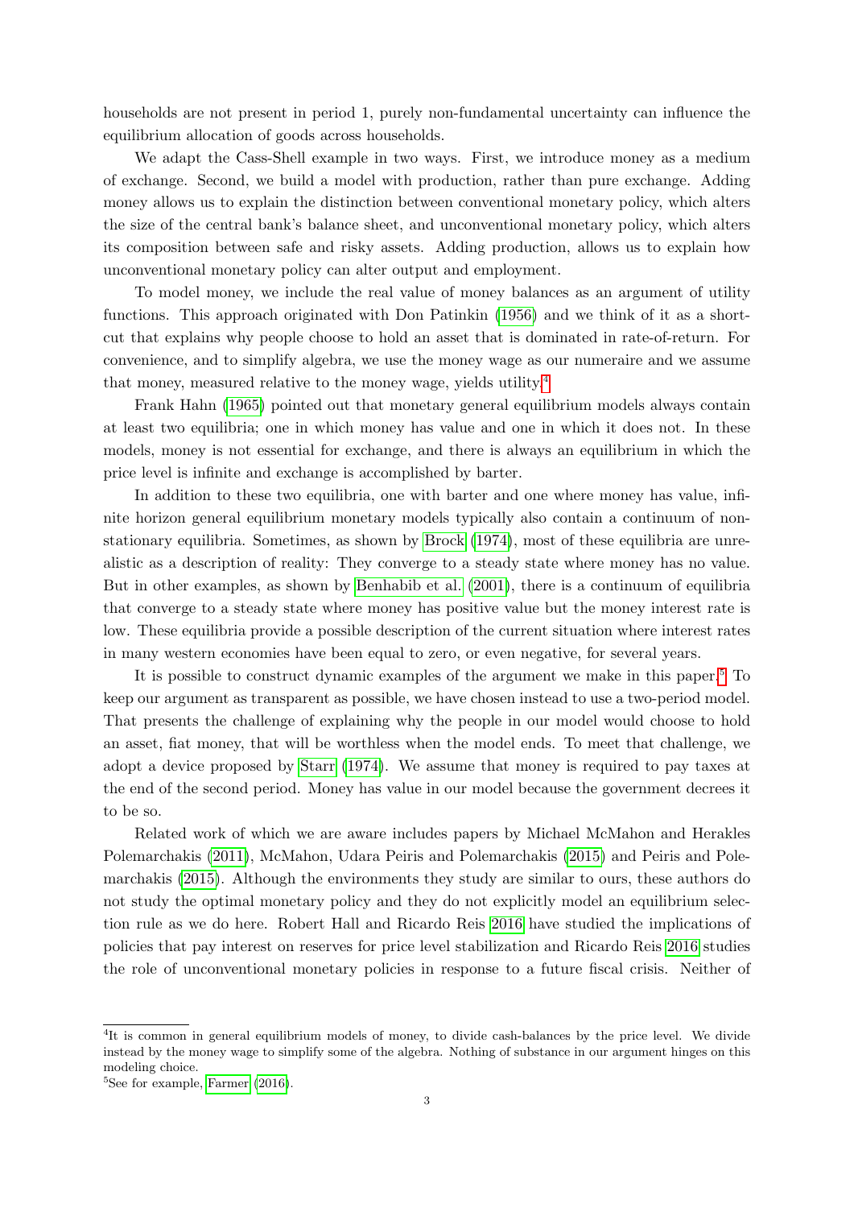households are not present in period 1, purely non-fundamental uncertainty can influence the equilibrium allocation of goods across households.

We adapt the Cass-Shell example in two ways. First, we introduce money as a medium of exchange. Second, we build a model with production, rather than pure exchange. Adding money allows us to explain the distinction between conventional monetary policy, which alters the size of the central bank's balance sheet, and unconventional monetary policy, which alters its composition between safe and risky assets. Adding production, allows us to explain how unconventional monetary policy can alter output and employment.

To model money, we include the real value of money balances as an argument of utility functions. This approach originated with Don Patinkin (1956) and we think of it as a short-cut that explains why people choose to hold an asset that is dominated in rate-of-return. For convenience, and to simplify algebra, we use the money wage as our numeraire and we assume that money, measured relative to the money wage, yields utility.[4]

Frank Hahn (1965) pointed out that monetary general equilibrium models always contain at least two equilibria; one in which money has value and one in which it does not. In these models, money is not essential for exchange, and there is always an equilibrium in which the price level is infinite and exchange is accomplished by barter.

In addition to these two equilibria, one with barter and one where money has value, infinite horizon general equilibrium monetary models typically also contain a continuum of non-stationary equilibria. Sometimes, as shown by Brock (1974), most of these equilibria are unrealistic as a description of reality: They converge to a steady state where money has no value. But in other examples, as shown by Benhabib et al. (2001), there is a continuum of equilibria that converge to a steady state where money has positive value but the money interest rate is low. These equilibria provide a possible description of the current situation where interest rates in many western economies have been equal to zero, or even negative, for several years.

It is possible to construct dynamic examples of the argument we make in this paper.[5] To keep our argument as transparent as possible, we have chosen instead to use a two-period model. That presents the challenge of explaining why the people in our model would choose to hold an asset, fiat money, that will be worthless when the model ends. To meet that challenge, we adopt a device proposed by Starr (1974). We assume that money is required to pay taxes at the end of the second period. Money has value in our model because the government decrees it to be so.

Related work of which we are aware includes papers by Michael McMahon and Herakles Polemarchakis (2011), McMahon, Udara Peiris and Polemarchakis (2015) and Peiris and Polemarchakis (2015). Although the environments they study are similar to ours, these authors do not study the optimal monetary policy and they do not explicitly model an equilibrium selection rule as we do here. Robert Hall and Ricardo Reis 2016 have studied the implications of policies that pay interest on reserves for price level stabilization and Ricardo Reis 2016 studies the role of unconventional monetary policies in response to a future fiscal crisis. Neither of

---

[4] It is common in general equilibrium models of money, to divide cash-balances by the price level. We divide instead by the money wage to simplify some of the algebra. Nothing of substance in our argument hinges on this modeling choice.

[5] See for example, Farmer (2016).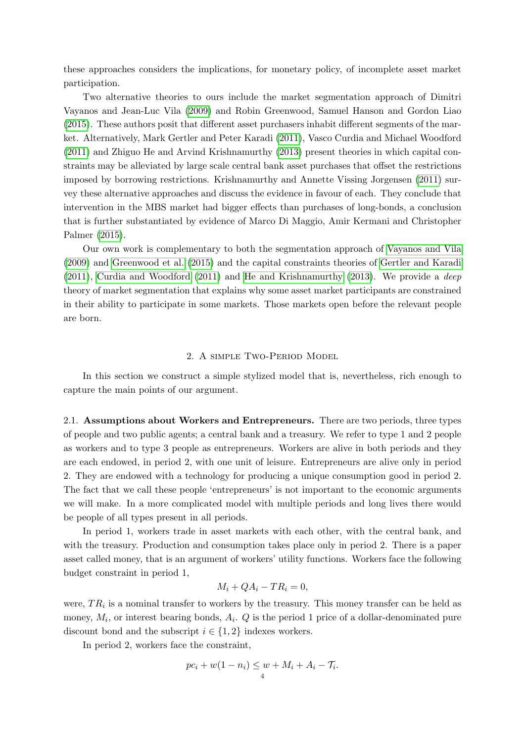these approaches considers the implications, for monetary policy, of incomplete asset market participation.

Two alternative theories to ours include the market segmentation approach of Dimitri Vayanos and Jean-Luc Vila (2009) and Robin Greenwood, Samuel Hanson and Gordon Liao (2015). These authors posit that different asset purchasers inhabit different segments of the market. Alternatively, Mark Gertler and Peter Karadi (2011), Vasco Curdia and Michael Woodford (2011) and Zhiguo He and Arvind Krishnamurthy (2013) present theories in which capital constraints may be alleviated by large scale central bank asset purchases that offset the restrictions imposed by borrowing restrictions. Krishnamurthy and Annette Vissing Jorgensen (2011) survey these alternative approaches and discuss the evidence in favour of each. They conclude that intervention in the MBS market had bigger effects than purchases of long-bonds, a conclusion that is further substantiated by evidence of Marco Di Maggio, Amir Kermani and Christopher Palmer (2015).

Our own work is complementary to both the segmentation approach of Vayanos and Vila (2009) and Greenwood et al. (2015) and the capital constraints theories of Gertler and Karadi (2011), Curdia and Woodford (2011) and He and Krishnamurthy (2013). We provide a *deep* theory of market segmentation that explains why some asset market participants are constrained in their ability to participate in some markets. Those markets open before the relevant people are born.

## 2. A simple Two-Period Model

In this section we construct a simple stylized model that is, nevertheless, rich enough to capture the main points of our argument.

2.1. **Assumptions about Workers and Entrepreneurs.** There are two periods, three types of people and two public agents; a central bank and a treasury. We refer to type 1 and 2 people as workers and to type 3 people as entrepreneurs. Workers are alive in both periods and they are each endowed, in period 2, with one unit of leisure. Entrepreneurs are alive only in period 2. They are endowed with a technology for producing a unique consumption good in period 2. The fact that we call these people 'entrepreneurs' is not important to the economic arguments we will make. In a more complicated model with multiple periods and long lives there would be people of all types present in all periods.

In period 1, workers trade in asset markets with each other, with the central bank, and with the treasury. Production and consumption takes place only in period 2. There is a paper asset called money, that is an argument of workers' utility functions. Workers face the following budget constraint in period 1,

$$M_i + QA_i - TR_i = 0,$$

were, $TR_i$ is a nominal transfer to workers by the treasury. This money transfer can be held as money, $M_i$, or interest bearing bonds, $A_i$. $Q$ is the period 1 price of a dollar-denominated pure discount bond and the subscript $i \in \{1, 2\}$ indexes workers.

In period 2, workers face the constraint,

$$pc_i + w(1 - n_i) \leq w + M_i + A_i - \mathcal{T}_i.$$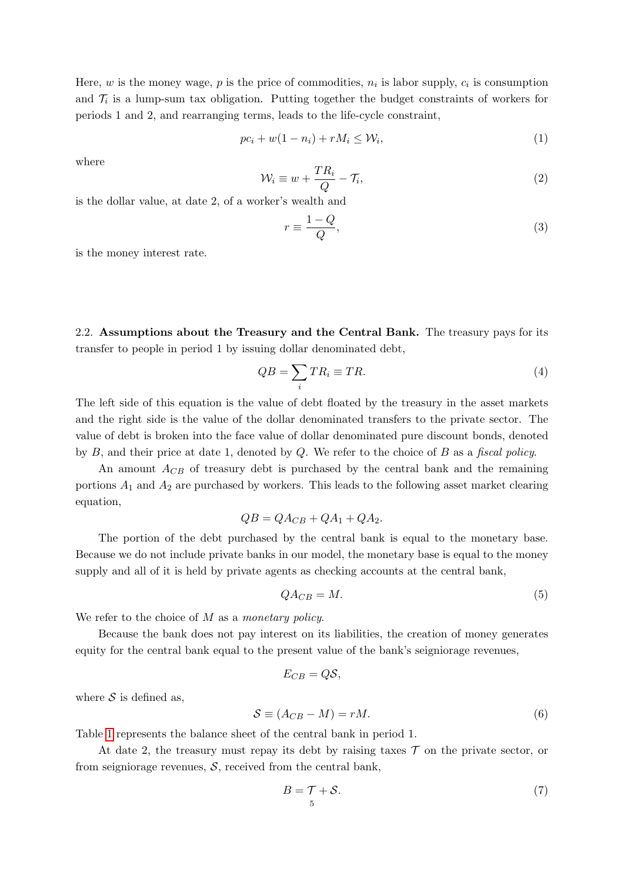Here, $w$ is the money wage, $p$ is the price of commodities, $n_i$ is labor supply, $c_i$ is consumption and $\mathcal{T}_i$ is a lump-sum tax obligation. Putting together the budget constraints of workers for periods 1 and 2, and rearranging terms, leads to the life-cycle constraint,

$$pc_i + w(1 - n_i) + rM_i \leq \mathcal{W}_i, \tag{1}$$

where

$$\mathcal{W}_i \equiv w + \frac{TR_i}{Q} - \mathcal{T}_i, \tag{2}$$

is the dollar value, at date 2, of a worker's wealth and

$$r \equiv \frac{1 - Q}{Q}, \tag{3}$$

is the money interest rate.

2.2. **Assumptions about the Treasury and the Central Bank.** The treasury pays for its transfer to people in period 1 by issuing dollar denominated debt,

$$QB = \sum_i TR_i \equiv TR. \tag{4}$$

The left side of this equation is the value of debt floated by the treasury in the asset markets and the right side is the value of the dollar denominated transfers to the private sector. The value of debt is broken into the face value of dollar denominated pure discount bonds, denoted by $B$, and their price at date 1, denoted by $Q$. We refer to the choice of $B$ as a *fiscal policy*.

An amount $A_{CB}$ of treasury debt is purchased by the central bank and the remaining portions $A_1$ and $A_2$ are purchased by workers. This leads to the following asset market clearing equation,

$$QB = QA_{CB} + QA_1 + QA_2.$$

The portion of the debt purchased by the central bank is equal to the monetary base. Because we do not include private banks in our model, the monetary base is equal to the money supply and all of it is held by private agents as checking accounts at the central bank,

$$QA_{CB} = M. \tag{5}$$

We refer to the choice of $M$ as a *monetary policy*.

Because the bank does not pay interest on its liabilities, the creation of money generates equity for the central bank equal to the present value of the bank's seigniorage revenues,

$$E_{CB} = Q\mathcal{S},$$

where $\mathcal{S}$ is defined as,

$$\mathcal{S} \equiv (A_{CB} - M) = rM. \tag{6}$$

Table 1 represents the balance sheet of the central bank in period 1.

At date 2, the treasury must repay its debt by raising taxes $\mathcal{T}$ on the private sector, or from seigniorage revenues, $\mathcal{S}$, received from the central bank,

$$B = \mathcal{T} + \mathcal{S}. \tag{7}$$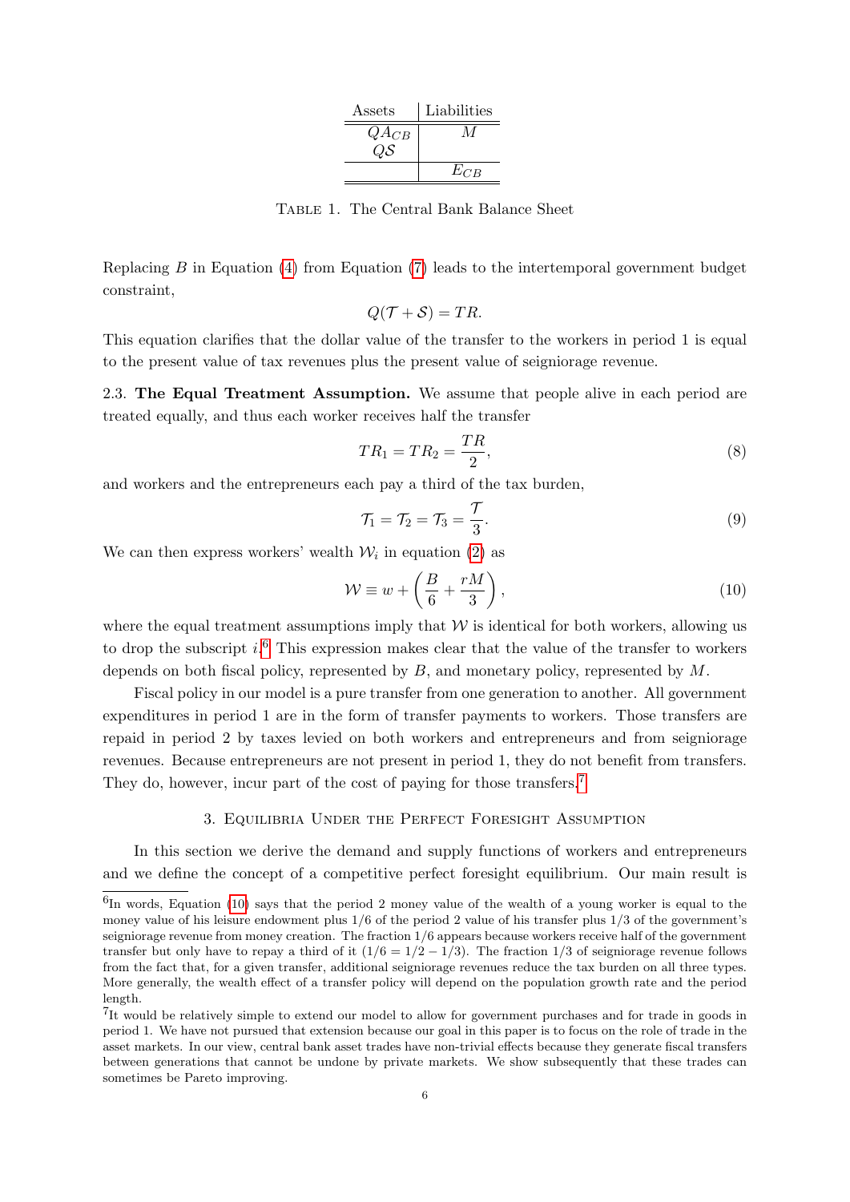| Assets | Liabilities |
|---|---|
| $QA_{CB}$ | $M$ |
| $Q\mathcal{S}$ | |
| | $E_{CB}$ |

Table 1. The Central Bank Balance Sheet

Replacing $B$ in Equation (4) from Equation (7) leads to the intertemporal government budget constraint,

$$Q(\mathcal{T} + \mathcal{S}) = TR.$$

This equation clarifies that the dollar value of the transfer to the workers in period 1 is equal to the present value of tax revenues plus the present value of seigniorage revenue.

**2.3. The Equal Treatment Assumption.** We assume that people alive in each period are treated equally, and thus each worker receives half the transfer

$$TR_1 = TR_2 = \frac{TR}{2}, \tag{8}$$

and workers and the entrepreneurs each pay a third of the tax burden,

$$\mathcal{T}_1 = \mathcal{T}_2 = \mathcal{T}_3 = \frac{\mathcal{T}}{3}. \tag{9}$$

We can then express workers' wealth $\mathcal{W}_i$ in equation (2) as

$$\mathcal{W} \equiv w + \left(\frac{B}{6} + \frac{rM}{3}\right), \tag{10}$$

where the equal treatment assumptions imply that $\mathcal{W}$ is identical for both workers, allowing us to drop the subscript $i$.[6] This expression makes clear that the value of the transfer to workers depends on both fiscal policy, represented by $B$, and monetary policy, represented by $M$.

Fiscal policy in our model is a pure transfer from one generation to another. All government expenditures in period 1 are in the form of transfer payments to workers. Those transfers are repaid in period 2 by taxes levied on both workers and entrepreneurs and from seigniorage revenues. Because entrepreneurs are not present in period 1, they do not benefit from transfers. They do, however, incur part of the cost of paying for those transfers.[7]

## 3. Equilibria Under the Perfect Foresight Assumption

In this section we derive the demand and supply functions of workers and entrepreneurs and we define the concept of a competitive perfect foresight equilibrium. Our main result is

[6] In words, Equation (10) says that the period 2 money value of the wealth of a young worker is equal to the money value of his leisure endowment plus 1/6 of the period 2 value of his transfer plus 1/3 of the government's seigniorage revenue from money creation. The fraction 1/6 appears because workers receive half of the government transfer but only have to repay a third of it ($1/6 = 1/2 - 1/3$). The fraction 1/3 of seigniorage revenue follows from the fact that, for a given transfer, additional seigniorage revenues reduce the tax burden on all three types. More generally, the wealth effect of a transfer policy will depend on the population growth rate and the period length.

[7] It would be relatively simple to extend our model to allow for government purchases and for trade in goods in period 1. We have not pursued that extension because our goal in this paper is to focus on the role of trade in the asset markets. In our view, central bank asset trades have non-trivial effects because they generate fiscal transfers between generations that cannot be undone by private markets. We show subsequently that these trades can sometimes be Pareto improving.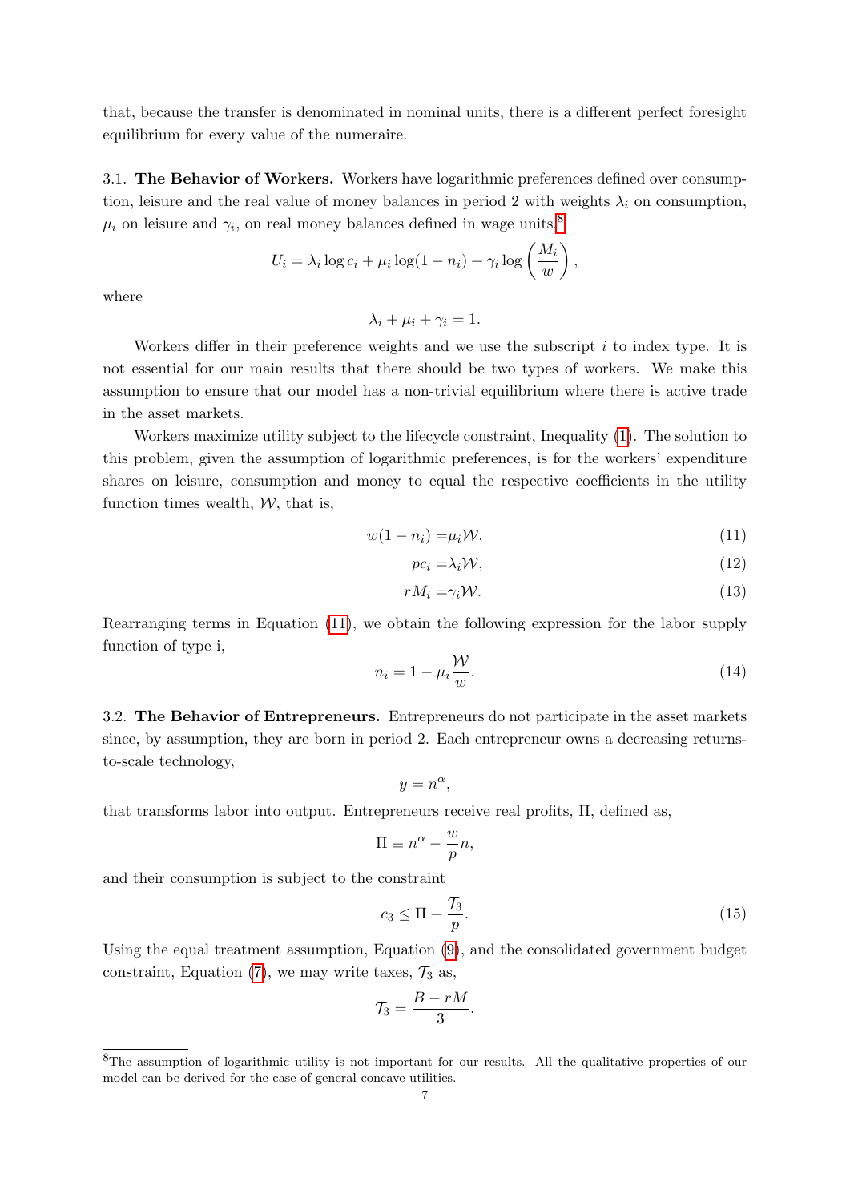that, because the transfer is denominated in nominal units, there is a different perfect foresight equilibrium for every value of the numeraire.

**3.1. The Behavior of Workers.** Workers have logarithmic preferences defined over consumption, leisure and the real value of money balances in period 2 with weights $\lambda_i$ on consumption, $\mu_i$ on leisure and $\gamma_i$, on real money balances defined in wage units.[8]

$$U_i = \lambda_i \log c_i + \mu_i \log(1 - n_i) + \gamma_i \log\left(\frac{M_i}{w}\right),$$

where

$$\lambda_i + \mu_i + \gamma_i = 1.$$

Workers differ in their preference weights and we use the subscript $i$ to index type. It is not essential for our main results that there should be two types of workers. We make this assumption to ensure that our model has a non-trivial equilibrium where there is active trade in the asset markets.

Workers maximize utility subject to the lifecycle constraint, Inequality (1). The solution to this problem, given the assumption of logarithmic preferences, is for the workers' expenditure shares on leisure, consumption and money to equal the respective coefficients in the utility function times wealth, $\mathcal{W}$, that is,

$$w(1 - n_i) = \mu_i \mathcal{W}, \tag{11}$$

$$pc_i = \lambda_i \mathcal{W}, \tag{12}$$

$$rM_i = \gamma_i \mathcal{W}. \tag{13}$$

Rearranging terms in Equation (11), we obtain the following expression for the labor supply function of type i,

$$n_i = 1 - \mu_i \frac{\mathcal{W}}{w}. \tag{14}$$

**3.2. The Behavior of Entrepreneurs.** Entrepreneurs do not participate in the asset markets since, by assumption, they are born in period 2. Each entrepreneur owns a decreasing returns-to-scale technology,

$$y = n^{\alpha},$$

that transforms labor into output. Entrepreneurs receive real profits, $\Pi$, defined as,

$$\Pi \equiv n^{\alpha} - \frac{w}{p} n,$$

and their consumption is subject to the constraint

$$c_3 \leq \Pi - \frac{\mathcal{T}_3}{p}. \tag{15}$$

Using the equal treatment assumption, Equation (9), and the consolidated government budget constraint, Equation (7), we may write taxes, $\mathcal{T}_3$ as,

$$\mathcal{T}_3 = \frac{B - rM}{3}.$$

[8] The assumption of logarithmic utility is not important for our results. All the qualitative properties of our model can be derived for the case of general concave utilities.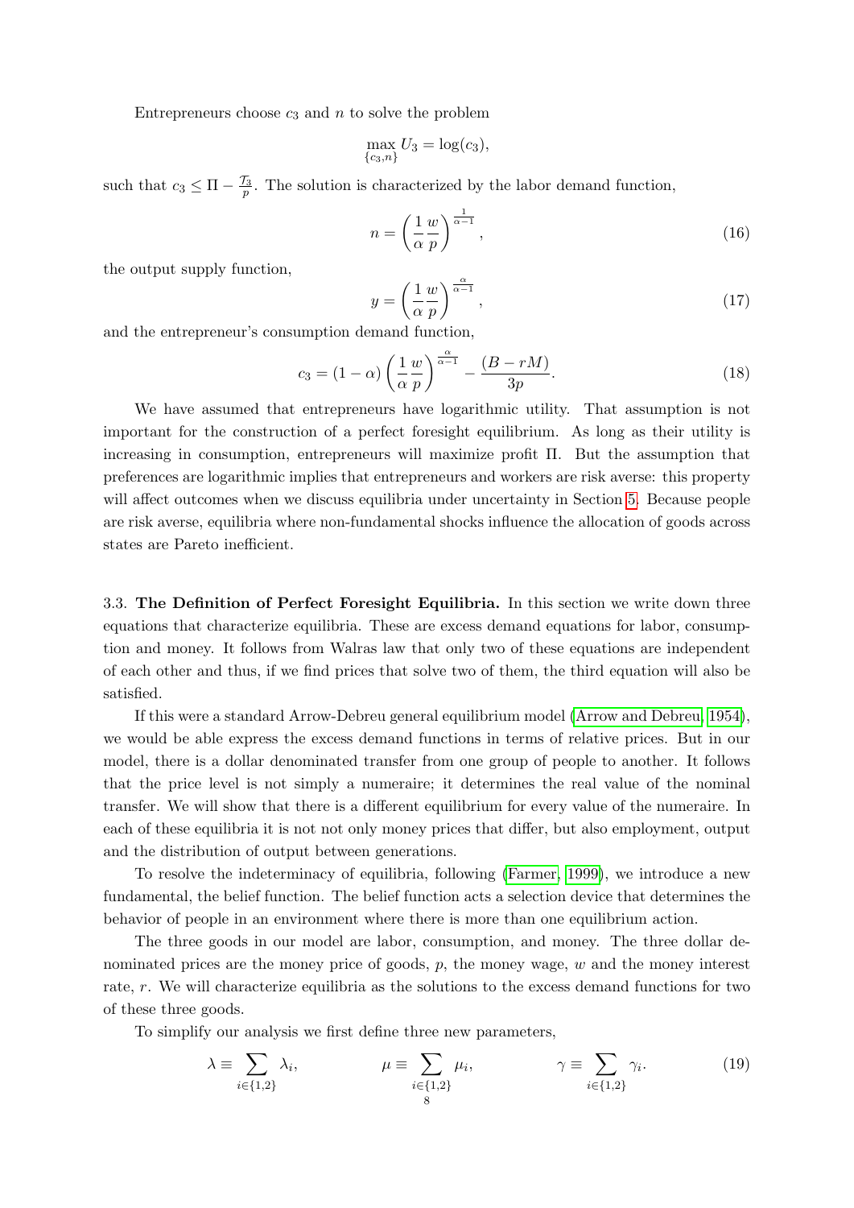Entrepreneurs choose $c_3$ and $n$ to solve the problem

$$\max_{\{c_3,n\}} U_3 = \log(c_3),$$

such that $c_3 \leq \Pi - \frac{\mathcal{T}_3}{p}$. The solution is characterized by the labor demand function,

$$n = \left(\frac{1}{\alpha}\frac{w}{p}\right)^{\frac{1}{\alpha-1}}, \tag{16}$$

the output supply function,

$$y = \left(\frac{1}{\alpha}\frac{w}{p}\right)^{\frac{\alpha}{\alpha-1}}, \tag{17}$$

and the entrepreneur's consumption demand function,

$$c_3 = (1-\alpha)\left(\frac{1}{\alpha}\frac{w}{p}\right)^{\frac{\alpha}{\alpha-1}} - \frac{(B - rM)}{3p}. \tag{18}$$

We have assumed that entrepreneurs have logarithmic utility. That assumption is not important for the construction of a perfect foresight equilibrium. As long as their utility is increasing in consumption, entrepreneurs will maximize profit $\Pi$. But the assumption that preferences are logarithmic implies that entrepreneurs and workers are risk averse: this property will affect outcomes when we discuss equilibria under uncertainty in Section 5. Because people are risk averse, equilibria where non-fundamental shocks influence the allocation of goods across states are Pareto inefficient.

3.3. **The Definition of Perfect Foresight Equilibria.** In this section we write down three equations that characterize equilibria. These are excess demand equations for labor, consumption and money. It follows from Walras law that only two of these equations are independent of each other and thus, if we find prices that solve two of them, the third equation will also be satisfied.

If this were a standard Arrow-Debreu general equilibrium model (Arrow and Debreu, 1954), we would be able express the excess demand functions in terms of relative prices. But in our model, there is a dollar denominated transfer from one group of people to another. It follows that the price level is not simply a numeraire; it determines the real value of the nominal transfer. We will show that there is a different equilibrium for every value of the numeraire. In each of these equilibria it is not not only money prices that differ, but also employment, output and the distribution of output between generations.

To resolve the indeterminacy of equilibria, following (Farmer, 1999), we introduce a new fundamental, the belief function. The belief function acts a selection device that determines the behavior of people in an environment where there is more than one equilibrium action.

The three goods in our model are labor, consumption, and money. The three dollar denominated prices are the money price of goods, $p$, the money wage, $w$ and the money interest rate, $r$. We will characterize equilibria as the solutions to the excess demand functions for two of these three goods.

To simplify our analysis we first define three new parameters,

$$\lambda \equiv \sum_{i\in\{1,2\}} \lambda_i, \qquad \mu \equiv \sum_{i\in\{1,2\}} \mu_i, \qquad \gamma \equiv \sum_{i\in\{1,2\}} \gamma_i. \tag{19}$$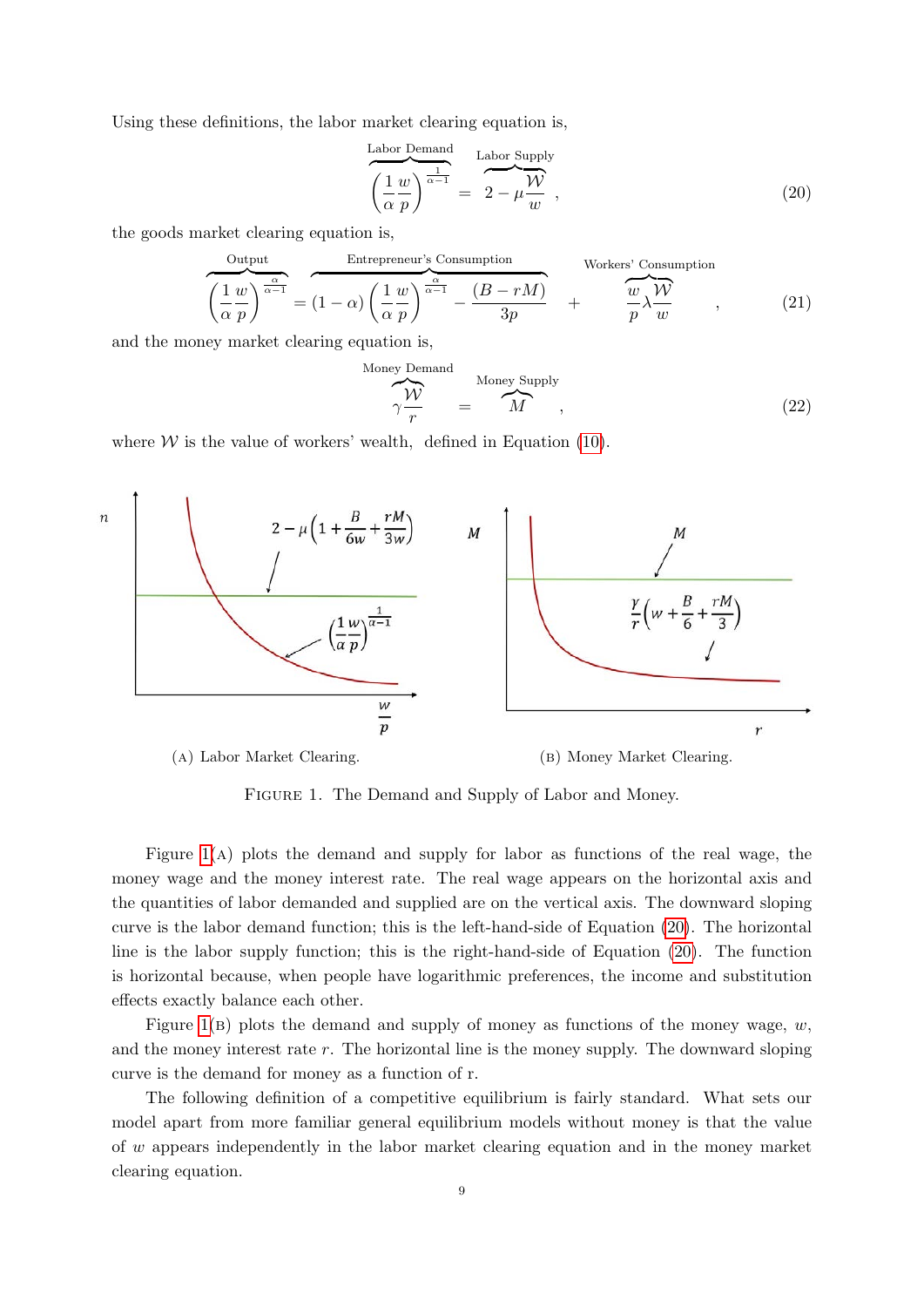Using these definitions, the labor market clearing equation is,

$$\overbrace{\left(\frac{1}{\alpha}\frac{w}{p}\right)^{\frac{1}{\alpha-1}}}^{\text{Labor Demand}} = \overbrace{2-\mu\frac{\mathcal{W}}{w}}^{\text{Labor Supply}}, \tag{20}$$

the goods market clearing equation is,

$$\overbrace{\left(\frac{1}{\alpha}\frac{w}{p}\right)^{\frac{\alpha}{\alpha-1}}}^{\text{Output}} = \overbrace{(1-\alpha)\left(\frac{1}{\alpha}\frac{w}{p}\right)^{\frac{\alpha}{\alpha-1}} - \frac{(B-rM)}{3p}}^{\text{Entrepreneur's Consumption}} + \overbrace{\frac{w}{p}\lambda\frac{\mathcal{W}}{w}}^{\text{Workers' Consumption}}, \tag{21}$$

and the money market clearing equation is,

$$\overbrace{\gamma\frac{\mathcal{W}}{r}}^{\text{Money Demand}} = \overbrace{M}^{\text{Money Supply}}, \tag{22}$$

where $\mathcal{W}$ is the value of workers' wealth, defined in Equation (10).

(A) Labor Market Clearing.

(B) Money Market Clearing.

Figure 1. The Demand and Supply of Labor and Money.

Figure 1(A) plots the demand and supply for labor as functions of the real wage, the money wage and the money interest rate. The real wage appears on the horizontal axis and the quantities of labor demanded and supplied are on the vertical axis. The downward sloping curve is the labor demand function; this is the left-hand-side of Equation (20). The horizontal line is the labor supply function; this is the right-hand-side of Equation (20). The function is horizontal because, when people have logarithmic preferences, the income and substitution effects exactly balance each other.

Figure 1(B) plots the demand and supply of money as functions of the money wage, $w$, and the money interest rate $r$. The horizontal line is the money supply. The downward sloping curve is the demand for money as a function of r.

The following definition of a competitive equilibrium is fairly standard. What sets our model apart from more familiar general equilibrium models without money is that the value of $w$ appears independently in the labor market clearing equation and in the money market clearing equation.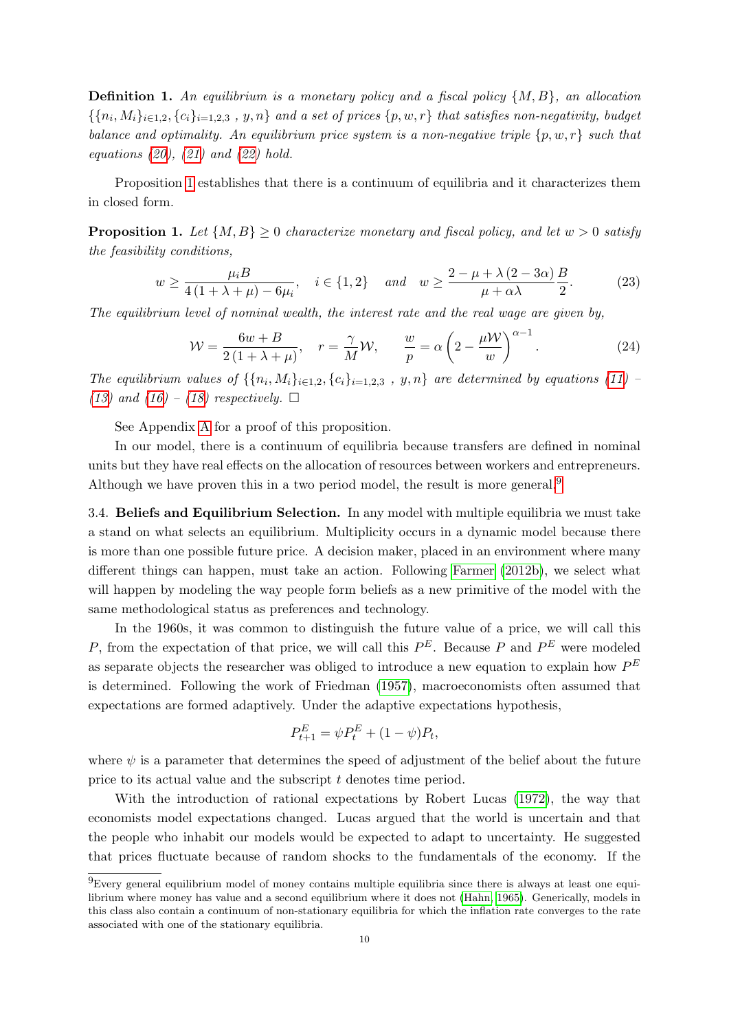**Definition 1.** *An equilibrium is a monetary policy and a fiscal policy $\{M, B\}$, an allocation $\{\{n_i, M_i\}_{i\in 1,2}, \{c_i\}_{i=1,2,3}\ , y, n\}$ and a set of prices $\{p, w, r\}$ that satisfies non-negativity, budget balance and optimality. An equilibrium price system is a non-negative triple $\{p, w, r\}$ such that equations (20), (21) and (22) hold.*

Proposition 1 establishes that there is a continuum of equilibria and it characterizes them in closed form.

**Proposition 1.** *Let $\{M, B\} \geq 0$ characterize monetary and fiscal policy, and let $w > 0$ satisfy the feasibility conditions,*

$$w \geq \frac{\mu_i B}{4(1+\lambda+\mu) - 6\mu_i}, \quad i \in \{1, 2\} \quad \text{and} \quad w \geq \frac{2 - \mu + \lambda(2 - 3\alpha)}{\mu + \alpha\lambda}\frac{B}{2}. \tag{23}$$

*The equilibrium level of nominal wealth, the interest rate and the real wage are given by,*

$$\mathcal{W} = \frac{6w + B}{2(1+\lambda+\mu)}, \quad r = \frac{\gamma}{M}\mathcal{W}, \qquad \frac{w}{p} = \alpha\left(2 - \frac{\mu\mathcal{W}}{w}\right)^{\alpha-1}. \tag{24}$$

*The equilibrium values of $\{\{n_i, M_i\}_{i\in 1,2}, \{c_i\}_{i=1,2,3}\ , y, n\}$ are determined by equations (11) – (13) and (16) – (18) respectively.* □

See Appendix A for a proof of this proposition.

In our model, there is a continuum of equilibria because transfers are defined in nominal units but they have real effects on the allocation of resources between workers and entrepreneurs. Although we have proven this in a two period model, the result is more general.[9]

3.4. **Beliefs and Equilibrium Selection.** In any model with multiple equilibria we must take a stand on what selects an equilibrium. Multiplicity occurs in a dynamic model because there is more than one possible future price. A decision maker, placed in an environment where many different things can happen, must take an action. Following Farmer (2012b), we select what will happen by modeling the way people form beliefs as a new primitive of the model with the same methodological status as preferences and technology.

In the 1960s, it was common to distinguish the future value of a price, we will call this $P$, from the expectation of that price, we will call this $P^E$. Because $P$ and $P^E$ were modeled as separate objects the researcher was obliged to introduce a new equation to explain how $P^E$ is determined. Following the work of Friedman (1957), macroeconomists often assumed that expectations are formed adaptively. Under the adaptive expectations hypothesis,

$$P^E_{t+1} = \psi P^E_t + (1-\psi)P_t,$$

where $\psi$ is a parameter that determines the speed of adjustment of the belief about the future price to its actual value and the subscript $t$ denotes time period.

With the introduction of rational expectations by Robert Lucas (1972), the way that economists model expectations changed. Lucas argued that the world is uncertain and that the people who inhabit our models would be expected to adapt to uncertainty. He suggested that prices fluctuate because of random shocks to the fundamentals of the economy. If the

[9] Every general equilibrium model of money contains multiple equilibria since there is always at least one equilibrium where money has value and a second equilibrium where it does not (Hahn, 1965). Generically, models in this class also contain a continuum of non-stationary equilibria for which the inflation rate converges to the rate associated with one of the stationary equilibria.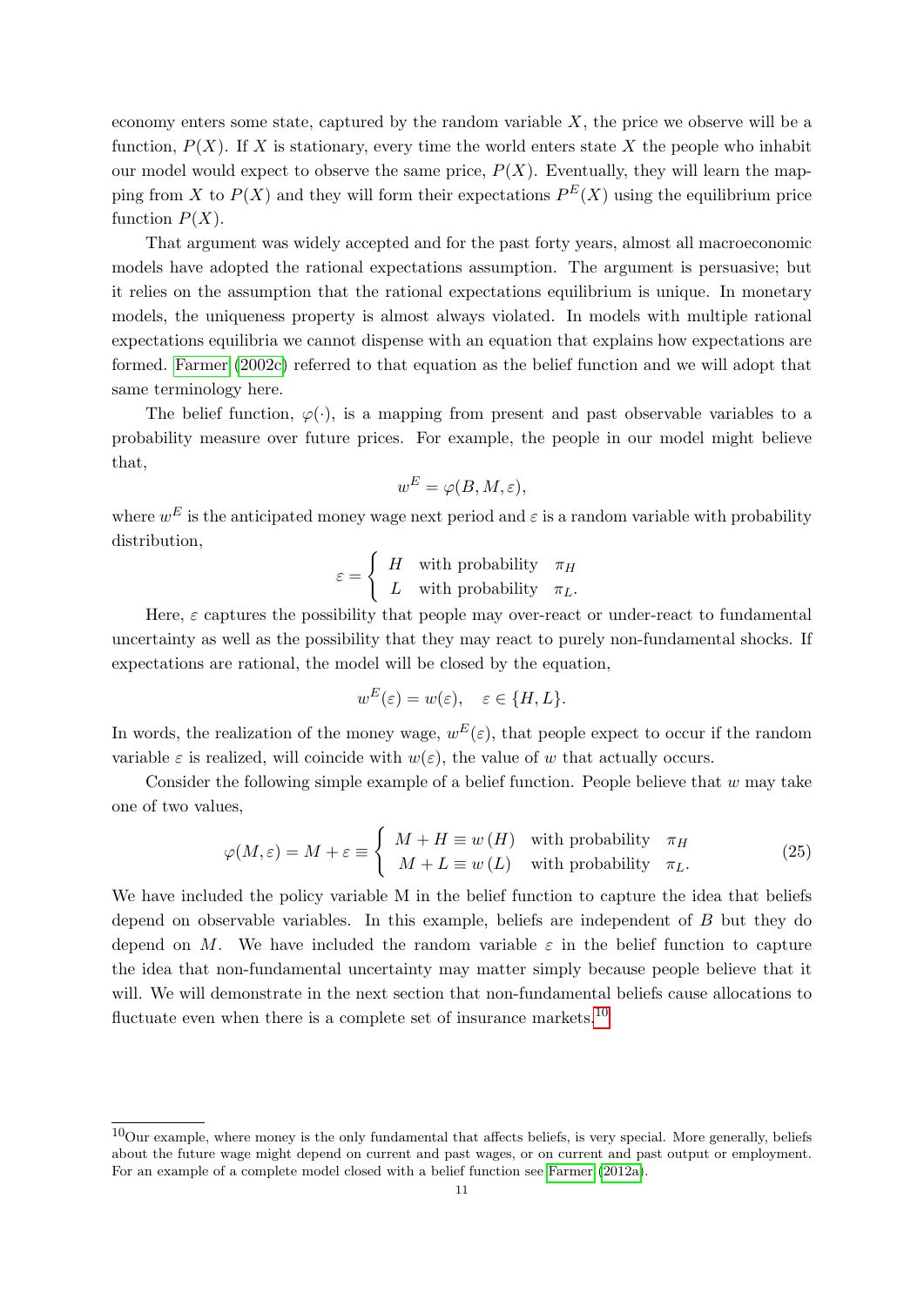economy enters some state, captured by the random variable $X$, the price we observe will be a function, $P(X)$. If $X$ is stationary, every time the world enters state $X$ the people who inhabit our model would expect to observe the same price, $P(X)$. Eventually, they will learn the mapping from $X$ to $P(X)$ and they will form their expectations $P^E(X)$ using the equilibrium price function $P(X)$.

That argument was widely accepted and for the past forty years, almost all macroeconomic models have adopted the rational expectations assumption. The argument is persuasive; but it relies on the assumption that the rational expectations equilibrium is unique. In monetary models, the uniqueness property is almost always violated. In models with multiple rational expectations equilibria we cannot dispense with an equation that explains how expectations are formed. Farmer (2002c) referred to that equation as the belief function and we will adopt that same terminology here.

The belief function, $\varphi(\cdot)$, is a mapping from present and past observable variables to a probability measure over future prices. For example, the people in our model might believe that,

$$w^E = \varphi(B, M, \varepsilon),$$

where $w^E$ is the anticipated money wage next period and $\varepsilon$ is a random variable with probability distribution,

$$\varepsilon = \begin{cases} H & \text{with probability} \quad \pi_H \\ L & \text{with probability} \quad \pi_L. \end{cases}$$

Here, $\varepsilon$ captures the possibility that people may over-react or under-react to fundamental uncertainty as well as the possibility that they may react to purely non-fundamental shocks. If expectations are rational, the model will be closed by the equation,

$$w^E(\varepsilon) = w(\varepsilon), \quad \varepsilon \in \{H, L\}.$$

In words, the realization of the money wage, $w^E(\varepsilon)$, that people expect to occur if the random variable $\varepsilon$ is realized, will coincide with $w(\varepsilon)$, the value of $w$ that actually occurs.

Consider the following simple example of a belief function. People believe that $w$ may take one of two values,

$$\varphi(M, \varepsilon) = M + \varepsilon \equiv \begin{cases} M + H \equiv w(H) & \text{with probability} \quad \pi_H \\ M + L \equiv w(L) & \text{with probability} \quad \pi_L. \end{cases} \tag{25}$$

We have included the policy variable M in the belief function to capture the idea that beliefs depend on observable variables. In this example, beliefs are independent of $B$ but they do depend on $M$. We have included the random variable $\varepsilon$ in the belief function to capture the idea that non-fundamental uncertainty may matter simply because people believe that it will. We will demonstrate in the next section that non-fundamental beliefs cause allocations to fluctuate even when there is a complete set of insurance markets.[10]

[10] Our example, where money is the only fundamental that affects beliefs, is very special. More generally, beliefs about the future wage might depend on current and past wages, or on current and past output or employment. For an example of a complete model closed with a belief function see Farmer (2012a).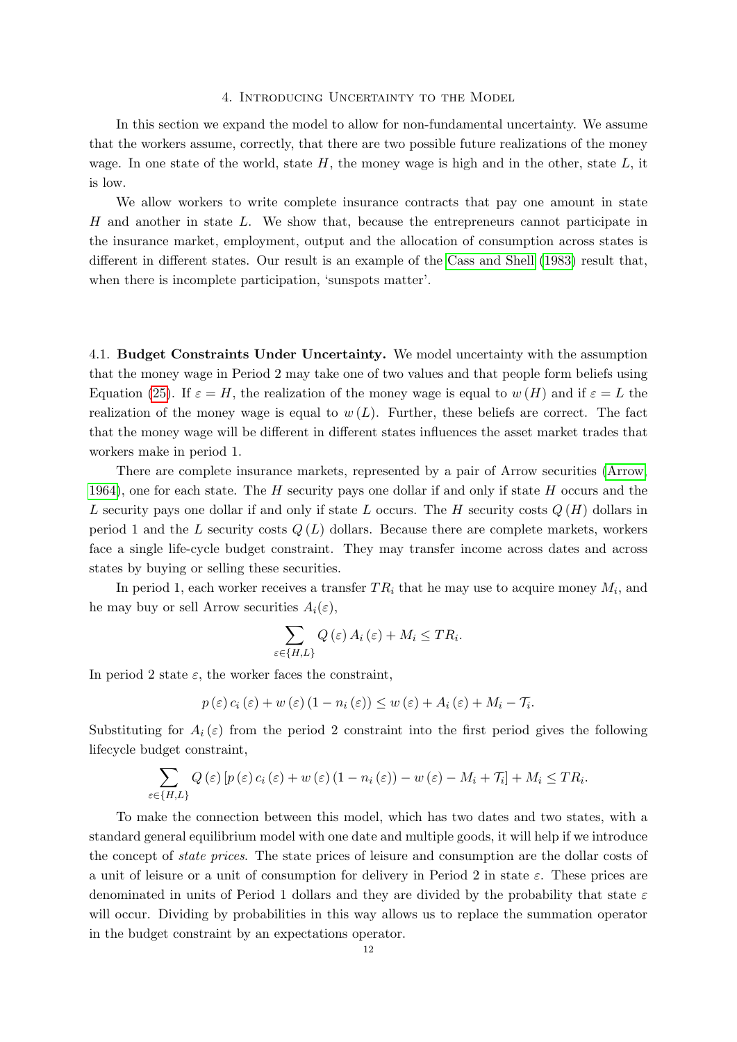## 4. Introducing Uncertainty to the Model

In this section we expand the model to allow for non-fundamental uncertainty. We assume that the workers assume, correctly, that there are two possible future realizations of the money wage. In one state of the world, state $H$, the money wage is high and in the other, state $L$, it is low.

We allow workers to write complete insurance contracts that pay one amount in state $H$ and another in state $L$. We show that, because the entrepreneurs cannot participate in the insurance market, employment, output and the allocation of consumption across states is different in different states. Our result is an example of the Cass and Shell (1983) result that, when there is incomplete participation, 'sunspots matter'.

### 4.1. Budget Constraints Under Uncertainty.

We model uncertainty with the assumption that the money wage in Period 2 may take one of two values and that people form beliefs using Equation (25). If $\varepsilon = H$, the realization of the money wage is equal to $w(H)$ and if $\varepsilon = L$ the realization of the money wage is equal to $w(L)$. Further, these beliefs are correct. The fact that the money wage will be different in different states influences the asset market trades that workers make in period 1.

There are complete insurance markets, represented by a pair of Arrow securities (Arrow, 1964), one for each state. The $H$ security pays one dollar if and only if state $H$ occurs and the $L$ security pays one dollar if and only if state $L$ occurs. The $H$ security costs $Q(H)$ dollars in period 1 and the $L$ security costs $Q(L)$ dollars. Because there are complete markets, workers face a single life-cycle budget constraint. They may transfer income across dates and across states by buying or selling these securities.

In period 1, each worker receives a transfer $TR_i$ that he may use to acquire money $M_i$, and he may buy or sell Arrow securities $A_i(\varepsilon)$,

$$\sum_{\varepsilon \in \{H,L\}} Q(\varepsilon) A_i(\varepsilon) + M_i \leq TR_i.$$

In period 2 state $\varepsilon$, the worker faces the constraint,

$$p(\varepsilon) c_i(\varepsilon) + w(\varepsilon)(1 - n_i(\varepsilon)) \leq w(\varepsilon) + A_i(\varepsilon) + M_i - \mathcal{T}_i.$$

Substituting for $A_i(\varepsilon)$ from the period 2 constraint into the first period gives the following lifecycle budget constraint,

$$\sum_{\varepsilon \in \{H,L\}} Q(\varepsilon) \left[ p(\varepsilon) c_i(\varepsilon) + w(\varepsilon)(1 - n_i(\varepsilon)) - w(\varepsilon) - M_i + \mathcal{T}_i \right] + M_i \leq TR_i.$$

To make the connection between this model, which has two dates and two states, with a standard general equilibrium model with one date and multiple goods, it will help if we introduce the concept of *state prices*. The state prices of leisure and consumption are the dollar costs of a unit of leisure or a unit of consumption for delivery in Period 2 in state $\varepsilon$. These prices are denominated in units of Period 1 dollars and they are divided by the probability that state $\varepsilon$ will occur. Dividing by probabilities in this way allows us to replace the summation operator in the budget constraint by an expectations operator.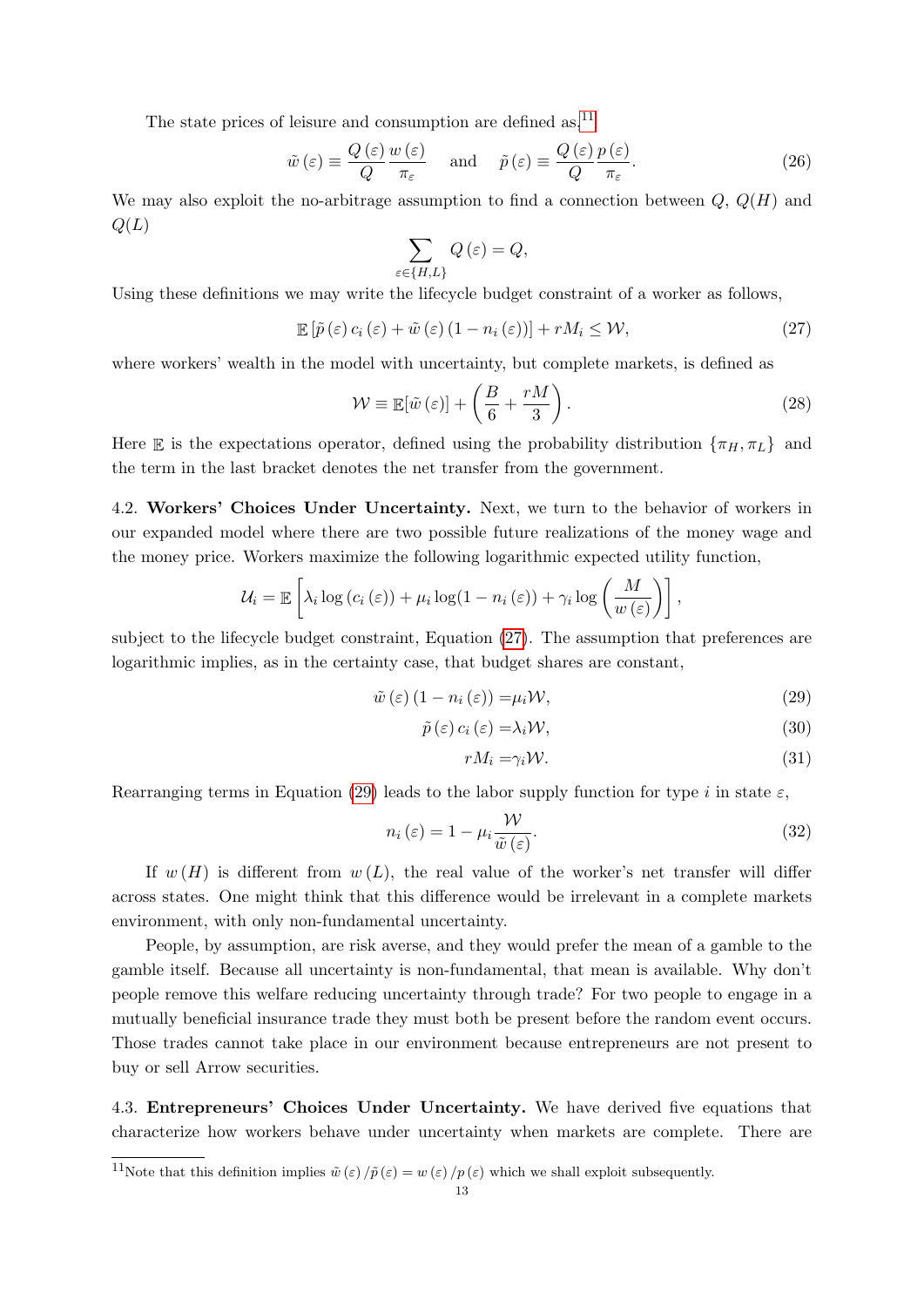The state prices of leisure and consumption are defined as,[11]

$$\tilde{w}(\varepsilon) \equiv \frac{Q(\varepsilon)}{Q}\frac{w(\varepsilon)}{\pi_\varepsilon} \quad \text{and} \quad \tilde{p}(\varepsilon) \equiv \frac{Q(\varepsilon)}{Q}\frac{p(\varepsilon)}{\pi_\varepsilon}. \tag{26}$$

We may also exploit the no-arbitrage assumption to find a connection between $Q$, $Q(H)$ and $Q(L)$

$$\sum_{\varepsilon \in \{H,L\}} Q(\varepsilon) = Q,$$

Using these definitions we may write the lifecycle budget constraint of a worker as follows,

$$\mathbb{E}\left[\tilde{p}(\varepsilon)\, c_i(\varepsilon) + \tilde{w}(\varepsilon)(1 - n_i(\varepsilon))\right] + rM_i \leq \mathcal{W}, \tag{27}$$

where workers' wealth in the model with uncertainty, but complete markets, is defined as

$$\mathcal{W} \equiv \mathbb{E}[\tilde{w}(\varepsilon)] + \left(\frac{B}{6} + \frac{rM}{3}\right). \tag{28}$$

Here $\mathbb{E}$ is the expectations operator, defined using the probability distribution $\{\pi_H, \pi_L\}$ and the term in the last bracket denotes the net transfer from the government.

4.2. **Workers' Choices Under Uncertainty.** Next, we turn to the behavior of workers in our expanded model where there are two possible future realizations of the money wage and the money price. Workers maximize the following logarithmic expected utility function,

$$\mathcal{U}_i = \mathbb{E}\left[\lambda_i \log(c_i(\varepsilon)) + \mu_i \log(1 - n_i(\varepsilon)) + \gamma_i \log\left(\frac{M}{w(\varepsilon)}\right)\right],$$

subject to the lifecycle budget constraint, Equation (27). The assumption that preferences are logarithmic implies, as in the certainty case, that budget shares are constant,

$$\tilde{w}(\varepsilon)(1 - n_i(\varepsilon)) = \mu_i \mathcal{W}, \tag{29}$$

$$\tilde{p}(\varepsilon)\, c_i(\varepsilon) = \lambda_i \mathcal{W}, \tag{30}$$

$$rM_i = \gamma_i \mathcal{W}. \tag{31}$$

Rearranging terms in Equation (29) leads to the labor supply function for type $i$ in state $\varepsilon$,

$$n_i(\varepsilon) = 1 - \mu_i \frac{\mathcal{W}}{\tilde{w}(\varepsilon)}. \tag{32}$$

If $w(H)$ is different from $w(L)$, the real value of the worker's net transfer will differ across states. One might think that this difference would be irrelevant in a complete markets environment, with only non-fundamental uncertainty.

People, by assumption, are risk averse, and they would prefer the mean of a gamble to the gamble itself. Because all uncertainty is non-fundamental, that mean is available. Why don't people remove this welfare reducing uncertainty through trade? For two people to engage in a mutually beneficial insurance trade they must both be present before the random event occurs. Those trades cannot take place in our environment because entrepreneurs are not present to buy or sell Arrow securities.

4.3. **Entrepreneurs' Choices Under Uncertainty.** We have derived five equations that characterize how workers behave under uncertainty when markets are complete. There are

[11] Note that this definition implies $\tilde{w}(\varepsilon)/\tilde{p}(\varepsilon) = w(\varepsilon)/p(\varepsilon)$ which we shall exploit subsequently.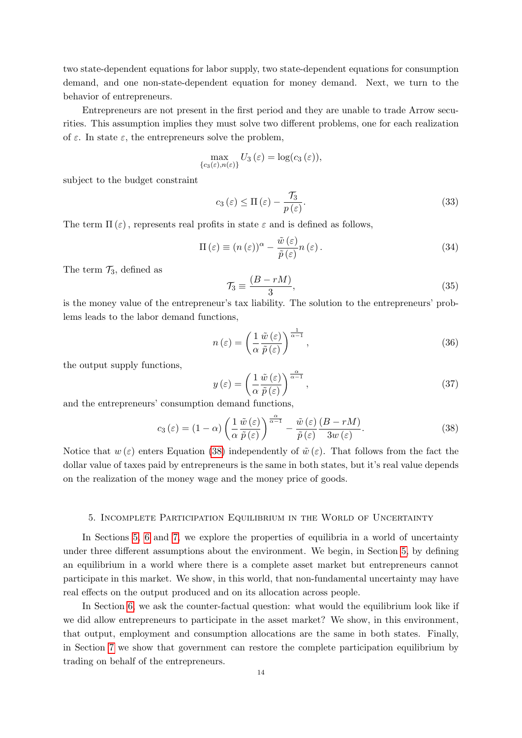two state-dependent equations for labor supply, two state-dependent equations for consumption demand, and one non-state-dependent equation for money demand. Next, we turn to the behavior of entrepreneurs.

Entrepreneurs are not present in the first period and they are unable to trade Arrow securities. This assumption implies they must solve two different problems, one for each realization of $\varepsilon$. In state $\varepsilon$, the entrepreneurs solve the problem,

$$\max_{\{c_3(\varepsilon), n(\varepsilon)\}} U_3(\varepsilon) = \log(c_3(\varepsilon)),$$

subject to the budget constraint

$$c_3(\varepsilon) \leq \Pi(\varepsilon) - \frac{\mathcal{T}_3}{p(\varepsilon)}. \tag{33}$$

The term $\Pi(\varepsilon)$, represents real profits in state $\varepsilon$ and is defined as follows,

$$\Pi(\varepsilon) \equiv (n(\varepsilon))^{\alpha} - \frac{\tilde{w}(\varepsilon)}{\tilde{p}(\varepsilon)} n(\varepsilon). \tag{34}$$

The term $\mathcal{T}_3$, defined as

$$\mathcal{T}_3 \equiv \frac{(B - rM)}{3}, \tag{35}$$

is the money value of the entrepreneur's tax liability. The solution to the entrepreneurs' problems leads to the labor demand functions,

$$n(\varepsilon) = \left(\frac{1}{\alpha}\frac{\tilde{w}(\varepsilon)}{\tilde{p}(\varepsilon)}\right)^{\frac{1}{\alpha-1}}, \tag{36}$$

the output supply functions,

$$y(\varepsilon) = \left(\frac{1}{\alpha}\frac{\tilde{w}(\varepsilon)}{\tilde{p}(\varepsilon)}\right)^{\frac{\alpha}{\alpha-1}}, \tag{37}$$

and the entrepreneurs' consumption demand functions,

$$c_3(\varepsilon) = (1-\alpha)\left(\frac{1}{\alpha}\frac{\tilde{w}(\varepsilon)}{\tilde{p}(\varepsilon)}\right)^{\frac{\alpha}{\alpha-1}} - \frac{\tilde{w}(\varepsilon)}{\tilde{p}(\varepsilon)}\frac{(B - rM)}{3w(\varepsilon)}. \tag{38}$$

Notice that $w(\varepsilon)$ enters Equation (38) independently of $\tilde{w}(\varepsilon)$. That follows from the fact the dollar value of taxes paid by entrepreneurs is the same in both states, but it's real value depends on the realization of the money wage and the money price of goods.

## 5. Incomplete Participation Equilibrium in the World of Uncertainty

In Sections 5, 6 and 7, we explore the properties of equilibria in a world of uncertainty under three different assumptions about the environment. We begin, in Section 5, by defining an equilibrium in a world where there is a complete asset market but entrepreneurs cannot participate in this market. We show, in this world, that non-fundamental uncertainty may have real effects on the output produced and on its allocation across people.

In Section 6, we ask the counter-factual question: what would the equilibrium look like if we did allow entrepreneurs to participate in the asset market? We show, in this environment, that output, employment and consumption allocations are the same in both states. Finally, in Section 7 we show that government can restore the complete participation equilibrium by trading on behalf of the entrepreneurs.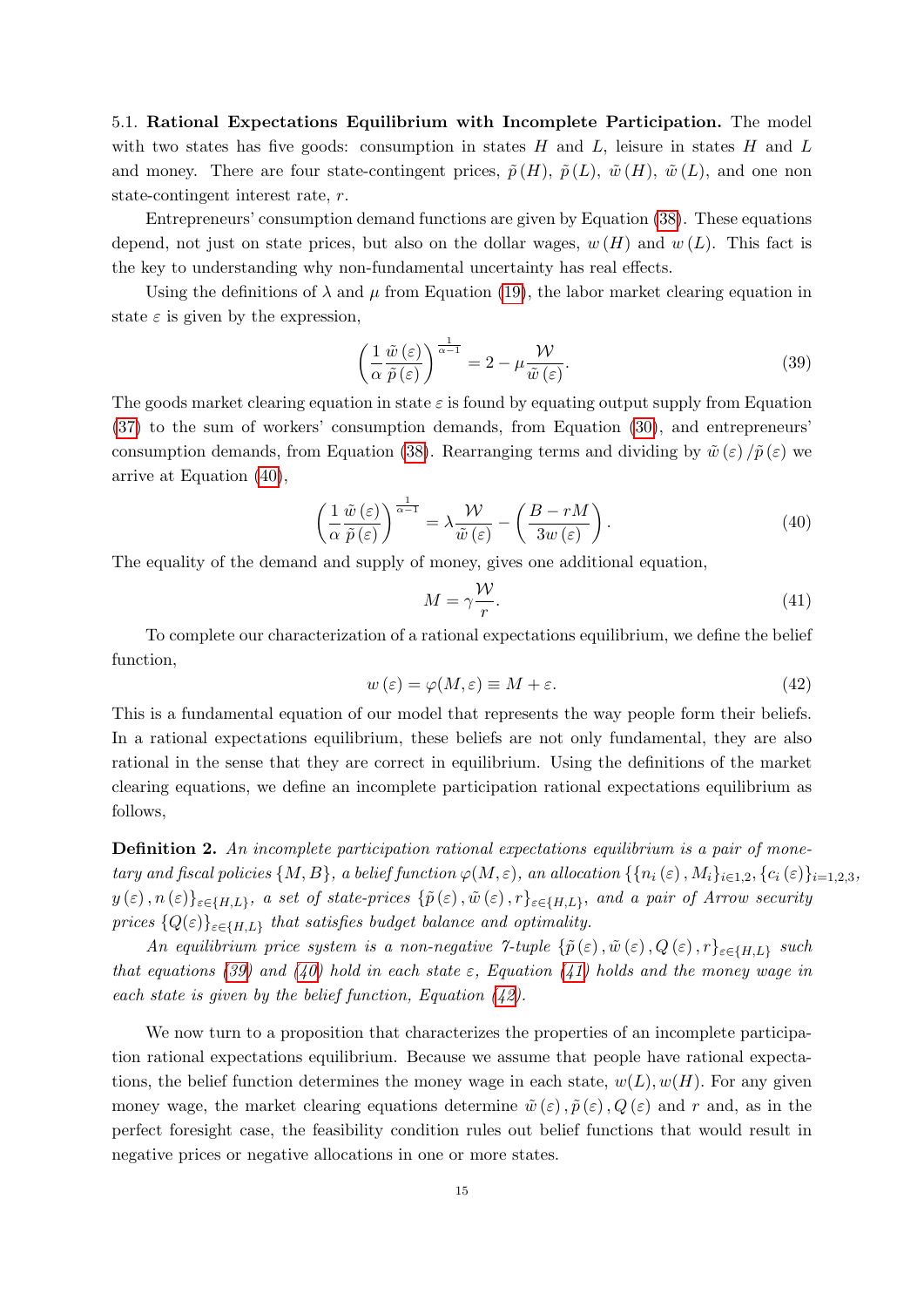5.1. **Rational Expectations Equilibrium with Incomplete Participation.** The model with two states has five goods: consumption in states $H$ and $L$, leisure in states $H$ and $L$ and money. There are four state-contingent prices, $\tilde{p}(H)$, $\tilde{p}(L)$, $\tilde{w}(H)$, $\tilde{w}(L)$, and one non state-contingent interest rate, $r$.

Entrepreneurs' consumption demand functions are given by Equation (38). These equations depend, not just on state prices, but also on the dollar wages, $w(H)$ and $w(L)$. This fact is the key to understanding why non-fundamental uncertainty has real effects.

Using the definitions of $\lambda$ and $\mu$ from Equation (19), the labor market clearing equation in state $\varepsilon$ is given by the expression,

$$\left(\frac{1}{\alpha}\frac{\tilde{w}(\varepsilon)}{\tilde{p}(\varepsilon)}\right)^{\frac{1}{\alpha-1}} = 2 - \mu\frac{\mathcal{W}}{\tilde{w}(\varepsilon)}. \tag{39}$$

The goods market clearing equation in state $\varepsilon$ is found by equating output supply from Equation (37) to the sum of workers' consumption demands, from Equation (30), and entrepreneurs' consumption demands, from Equation (38). Rearranging terms and dividing by $\tilde{w}(\varepsilon)/\tilde{p}(\varepsilon)$ we arrive at Equation (40),

$$\left(\frac{1}{\alpha}\frac{\tilde{w}(\varepsilon)}{\tilde{p}(\varepsilon)}\right)^{\frac{1}{\alpha-1}} = \lambda\frac{\mathcal{W}}{\tilde{w}(\varepsilon)} - \left(\frac{B-rM}{3w(\varepsilon)}\right). \tag{40}$$

The equality of the demand and supply of money, gives one additional equation,

$$M = \gamma\frac{\mathcal{W}}{r}. \tag{41}$$

To complete our characterization of a rational expectations equilibrium, we define the belief function,

$$w(\varepsilon) = \varphi(M,\varepsilon) \equiv M + \varepsilon. \tag{42}$$

This is a fundamental equation of our model that represents the way people form their beliefs. In a rational expectations equilibrium, these beliefs are not only fundamental, they are also rational in the sense that they are correct in equilibrium. Using the definitions of the market clearing equations, we define an incomplete participation rational expectations equilibrium as follows,

**Definition 2.** *An incomplete participation rational expectations equilibrium is a pair of monetary and fiscal policies* $\{M, B\}$*, a belief function* $\varphi(M,\varepsilon)$*, an allocation* $\{\{n_i(\varepsilon), M_i\}_{i\in 1,2}, \{c_i(\varepsilon)\}_{i=1,2,3}, y(\varepsilon), n(\varepsilon)\}_{\varepsilon\in\{H,L\}}$*, a set of state-prices* $\{\tilde{p}(\varepsilon), \tilde{w}(\varepsilon), r\}_{\varepsilon\in\{H,L\}}$*, and a pair of Arrow security prices* $\{Q(\varepsilon)\}_{\varepsilon\in\{H,L\}}$ *that satisfies budget balance and optimality.*

*An equilibrium price system is a non-negative 7-tuple* $\{\tilde{p}(\varepsilon), \tilde{w}(\varepsilon), Q(\varepsilon), r\}_{\varepsilon\in\{H,L\}}$ *such that equations (39) and (40) hold in each state* $\varepsilon$*, Equation (41) holds and the money wage in each state is given by the belief function, Equation (42).*

We now turn to a proposition that characterizes the properties of an incomplete participation rational expectations equilibrium. Because we assume that people have rational expectations, the belief function determines the money wage in each state, $w(L), w(H)$. For any given money wage, the market clearing equations determine $\tilde{w}(\varepsilon), \tilde{p}(\varepsilon), Q(\varepsilon)$ and $r$ and, as in the perfect foresight case, the feasibility condition rules out belief functions that would result in negative prices or negative allocations in one or more states.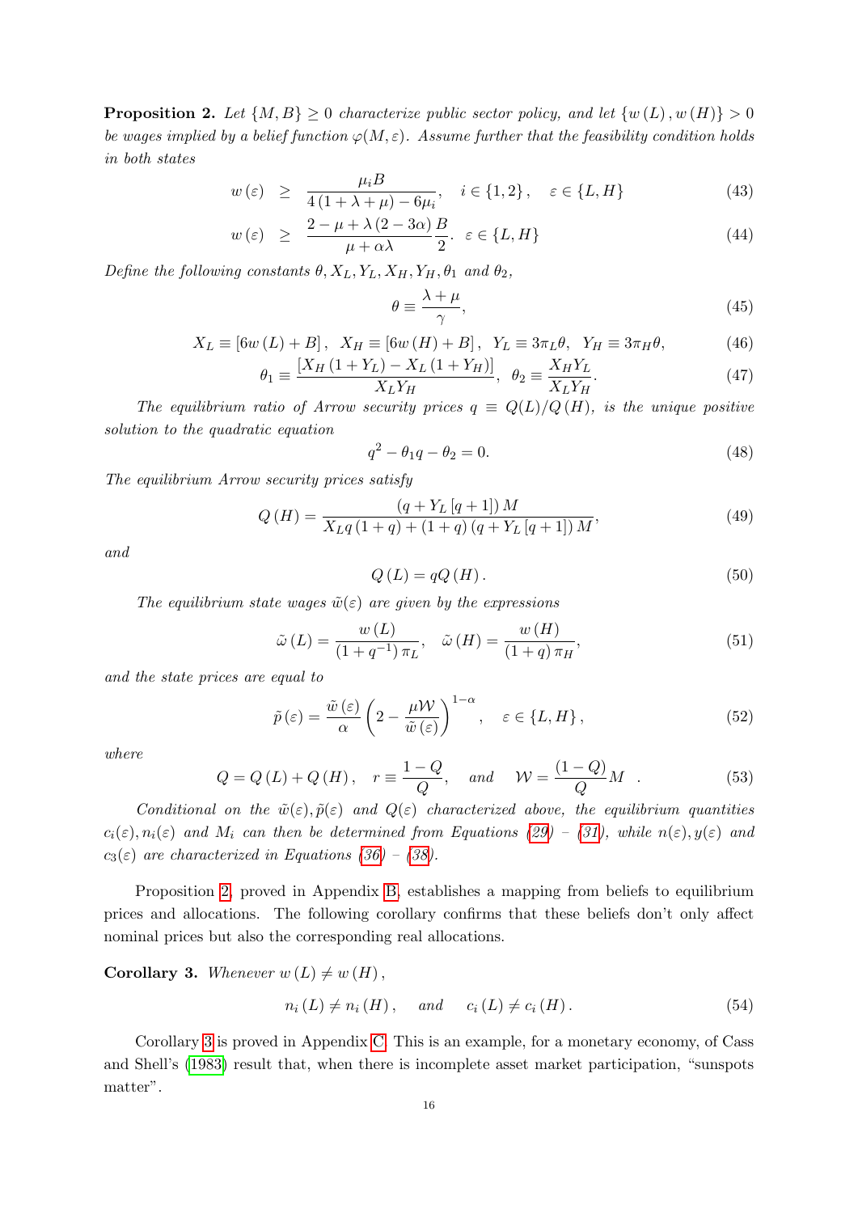**Proposition 2.** *Let $\{M, B\} \geq 0$ characterize public sector policy, and let $\{w(L), w(H)\} > 0$ be wages implied by a belief function $\varphi(M, \varepsilon)$. Assume further that the feasibility condition holds in both states*

$$w(\varepsilon) \geq \frac{\mu_i B}{4(1+\lambda+\mu) - 6\mu_i}, \quad i \in \{1, 2\}, \quad \varepsilon \in \{L, H\} \tag{43}$$

$$w(\varepsilon) \geq \frac{2-\mu+\lambda(2-3\alpha)}{\mu+\alpha\lambda}\frac{B}{2}. \quad \varepsilon \in \{L, H\} \tag{44}$$

*Define the following constants $\theta, X_L, Y_L, X_H, Y_H, \theta_1$ and $\theta_2$,*

$$\theta \equiv \frac{\lambda+\mu}{\gamma}, \tag{45}$$

$$X_L \equiv [6w(L) + B], \quad X_H \equiv [6w(H) + B], \quad Y_L \equiv 3\pi_L \theta, \quad Y_H \equiv 3\pi_H \theta, \tag{46}$$

$$\theta_1 \equiv \frac{[X_H(1+Y_L) - X_L(1+Y_H)]}{X_L Y_H}, \quad \theta_2 \equiv \frac{X_H Y_L}{X_L Y_H}. \tag{47}$$

*The equilibrium ratio of Arrow security prices $q \equiv Q(L)/Q(H)$, is the unique positive solution to the quadratic equation*

$$q^2 - \theta_1 q - \theta_2 = 0. \tag{48}$$

*The equilibrium Arrow security prices satisfy*

$$Q(H) = \frac{(q + Y_L[q+1])M}{X_L q(1+q) + (1+q)(q + Y_L[q+1])M}, \tag{49}$$

*and*

$$Q(L) = qQ(H). \tag{50}$$

*The equilibrium state wages $\tilde{w}(\varepsilon)$ are given by the expressions*

$$\tilde{\omega}(L) = \frac{w(L)}{(1+q^{-1})\pi_L}, \quad \tilde{\omega}(H) = \frac{w(H)}{(1+q)\pi_H}, \tag{51}$$

*and the state prices are equal to*

$$\tilde{p}(\varepsilon) = \frac{\tilde{w}(\varepsilon)}{\alpha}\left(2 - \frac{\mu\mathcal{W}}{\tilde{w}(\varepsilon)}\right)^{1-\alpha}, \quad \varepsilon \in \{L, H\}, \tag{52}$$

*where*

$$Q = Q(L) + Q(H), \quad r \equiv \frac{1-Q}{Q}, \quad \text{and} \quad \mathcal{W} = \frac{(1-Q)}{Q}M \quad . \tag{53}$$

*Conditional on the $\tilde{w}(\varepsilon), \tilde{p}(\varepsilon)$ and $Q(\varepsilon)$ characterized above, the equilibrium quantities $c_i(\varepsilon), n_i(\varepsilon)$ and $M_i$ can then be determined from Equations (29) – (31), while $n(\varepsilon), y(\varepsilon)$ and $c_3(\varepsilon)$ are characterized in Equations (36) – (38).*

Proposition 2, proved in Appendix B, establishes a mapping from beliefs to equilibrium prices and allocations. The following corollary confirms that these beliefs don't only affect nominal prices but also the corresponding real allocations.

**Corollary 3.** *Whenever $w(L) \neq w(H)$,*

$$n_i(L) \neq n_i(H), \quad \text{and} \quad c_i(L) \neq c_i(H). \tag{54}$$

Corollary 3 is proved in Appendix C. This is an example, for a monetary economy, of Cass and Shell's (1983) result that, when there is incomplete asset market participation, "sunspots matter".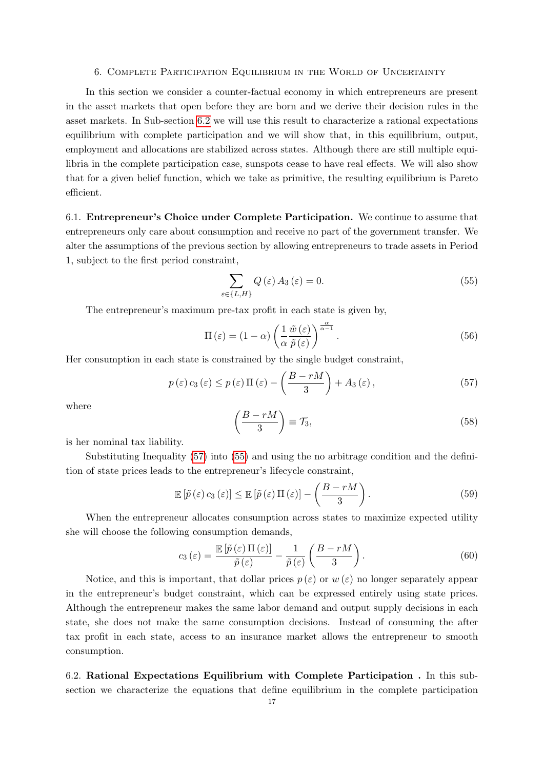## 6. Complete Participation Equilibrium in the World of Uncertainty

In this section we consider a counter-factual economy in which entrepreneurs are present in the asset markets that open before they are born and we derive their decision rules in the asset markets. In Sub-section 6.2 we will use this result to characterize a rational expectations equilibrium with complete participation and we will show that, in this equilibrium, output, employment and allocations are stabilized across states. Although there are still multiple equilibria in the complete participation case, sunspots cease to have real effects. We will also show that for a given belief function, which we take as primitive, the resulting equilibrium is Pareto efficient.

### 6.1. Entrepreneur's Choice under Complete Participation.

We continue to assume that entrepreneurs only care about consumption and receive no part of the government transfer. We alter the assumptions of the previous section by allowing entrepreneurs to trade assets in Period 1, subject to the first period constraint,

$$\sum_{\varepsilon \in \{L,H\}} Q(\varepsilon) A_3(\varepsilon) = 0. \tag{55}$$

The entrepreneur's maximum pre-tax profit in each state is given by,

$$\Pi(\varepsilon) = (1-\alpha) \left( \frac{1}{\alpha} \frac{\tilde{w}(\varepsilon)}{\tilde{p}(\varepsilon)} \right)^{\frac{\alpha}{\alpha - 1}}. \tag{56}$$

Her consumption in each state is constrained by the single budget constraint,

$$p(\varepsilon) c_3(\varepsilon) \leq p(\varepsilon) \Pi(\varepsilon) - \left( \frac{B - rM}{3} \right) + A_3(\varepsilon), \tag{57}$$

where

$$\left( \frac{B - rM}{3} \right) \equiv \mathcal{T}_3, \tag{58}$$

is her nominal tax liability.

Substituting Inequality (57) into (55) and using the no arbitrage condition and the definition of state prices leads to the entrepreneur's lifecycle constraint,

$$\mathbb{E}\left[\tilde{p}(\varepsilon) c_3(\varepsilon)\right] \leq \mathbb{E}\left[\tilde{p}(\varepsilon) \Pi(\varepsilon)\right] - \left( \frac{B - rM}{3} \right). \tag{59}$$

When the entrepreneur allocates consumption across states to maximize expected utility she will choose the following consumption demands,

$$c_3(\varepsilon) = \frac{\mathbb{E}\left[\tilde{p}(\varepsilon) \Pi(\varepsilon)\right]}{\tilde{p}(\varepsilon)} - \frac{1}{\tilde{p}(\varepsilon)} \left( \frac{B - rM}{3} \right). \tag{60}$$

Notice, and this is important, that dollar prices $p(\varepsilon)$ or $w(\varepsilon)$ no longer separately appear in the entrepreneur's budget constraint, which can be expressed entirely using state prices. Although the entrepreneur makes the same labor demand and output supply decisions in each state, she does not make the same consumption decisions. Instead of consuming the after tax profit in each state, access to an insurance market allows the entrepreneur to smooth consumption.

### 6.2. Rational Expectations Equilibrium with Complete Participation .

In this subsection we characterize the equations that define equilibrium in the complete participation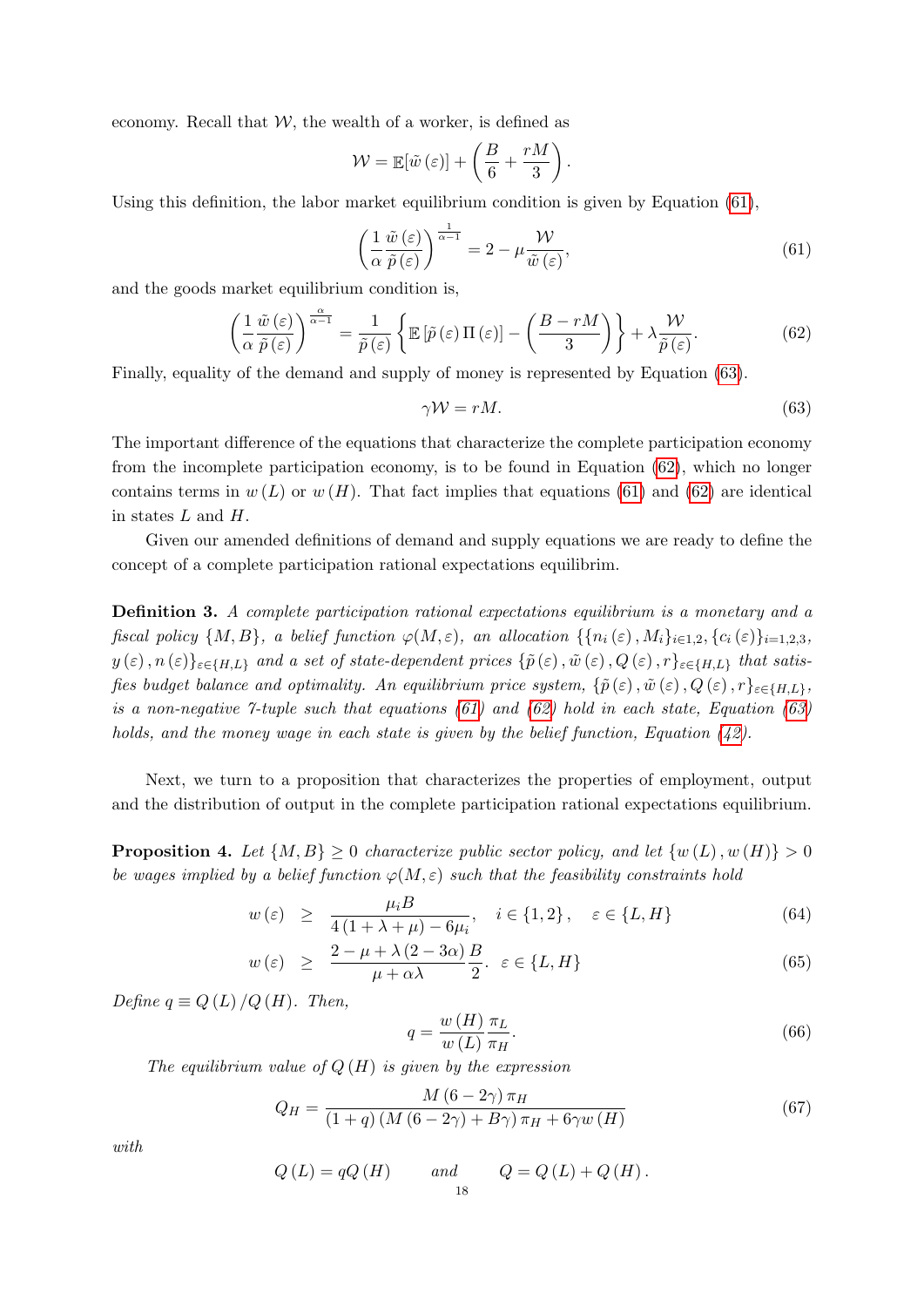economy. Recall that $\mathcal{W}$, the wealth of a worker, is defined as

$$\mathcal{W} = \mathbb{E}[\tilde{w}(\varepsilon)] + \left(\frac{B}{6} + \frac{rM}{3}\right).$$

Using this definition, the labor market equilibrium condition is given by Equation (61),

$$\left(\frac{1}{\alpha}\frac{\tilde{w}(\varepsilon)}{\tilde{p}(\varepsilon)}\right)^{\frac{1}{\alpha-1}} = 2 - \mu\frac{\mathcal{W}}{\tilde{w}(\varepsilon)}, \tag{61}$$

and the goods market equilibrium condition is,

$$\left(\frac{1}{\alpha}\frac{\tilde{w}(\varepsilon)}{\tilde{p}(\varepsilon)}\right)^{\frac{\alpha}{\alpha-1}} = \frac{1}{\tilde{p}(\varepsilon)}\left\{\mathbb{E}\left[\tilde{p}(\varepsilon)\Pi(\varepsilon)\right] - \left(\frac{B-rM}{3}\right)\right\} + \lambda\frac{\mathcal{W}}{\tilde{p}(\varepsilon)}. \tag{62}$$

Finally, equality of the demand and supply of money is represented by Equation (63).

$$\gamma\mathcal{W} = rM. \tag{63}$$

The important difference of the equations that characterize the complete participation economy from the incomplete participation economy, is to be found in Equation (62), which no longer contains terms in $w(L)$ or $w(H)$. That fact implies that equations (61) and (62) are identical in states $L$ and $H$.

Given our amended definitions of demand and supply equations we are ready to define the concept of a complete participation rational expectations equilibrim.

**Definition 3.** *A complete participation rational expectations equilibrium is a monetary and a fiscal policy* $\{M, B\}$*, a belief function* $\varphi(M,\varepsilon)$*, an allocation* $\{\{n_i(\varepsilon), M_i\}_{i\in 1,2}, \{c_i(\varepsilon)\}_{i=1,2,3}, y(\varepsilon), n(\varepsilon)\}_{\varepsilon\in\{H,L\}}$ *and a set of state-dependent prices* $\{\tilde{p}(\varepsilon), \tilde{w}(\varepsilon), Q(\varepsilon), r\}_{\varepsilon\in\{H,L\}}$ *that satisfies budget balance and optimality. An equilibrium price system,* $\{\tilde{p}(\varepsilon), \tilde{w}(\varepsilon), Q(\varepsilon), r\}_{\varepsilon\in\{H,L\}}$*, is a non-negative 7-tuple such that equations (61) and (62) hold in each state, Equation (63) holds, and the money wage in each state is given by the belief function, Equation (42).*

Next, we turn to a proposition that characterizes the properties of employment, output and the distribution of output in the complete participation rational expectations equilibrium.

**Proposition 4.** *Let* $\{M, B\} \geq 0$ *characterize public sector policy, and let* $\{w(L), w(H)\} > 0$ *be wages implied by a belief function* $\varphi(M,\varepsilon)$ *such that the feasibility constraints hold*

$$w(\varepsilon) \geq \frac{\mu_i B}{4(1+\lambda+\mu) - 6\mu_i}, \quad i \in \{1,2\}, \quad \varepsilon \in \{L,H\} \tag{64}$$

$$w(\varepsilon) \geq \frac{2-\mu+\lambda(2-3\alpha)}{\mu+\alpha\lambda}\frac{B}{2}. \quad \varepsilon \in \{L,H\} \tag{65}$$

*Define* $q \equiv Q(L)/Q(H)$*. Then,*

$$q = \frac{w(H)}{w(L)}\frac{\pi_L}{\pi_H}. \tag{66}$$

*The equilibrium value of* $Q(H)$ *is given by the expression*

$$Q_H = \frac{M(6-2\gamma)\pi_H}{(1+q)(M(6-2\gamma)+B\gamma)\pi_H + 6\gamma w(H)} \tag{67}$$

*with*

$$Q(L) = qQ(H) \qquad \text{and} \qquad Q = Q(L) + Q(H).$$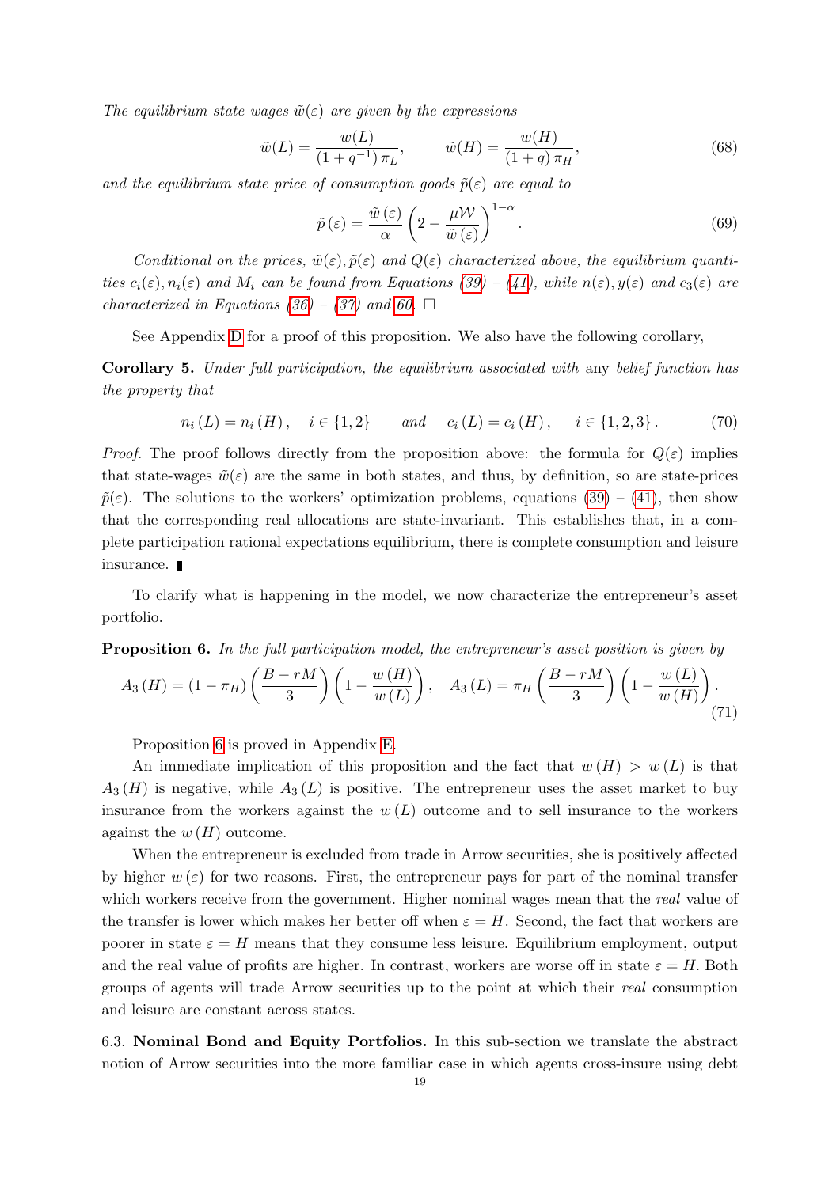*The equilibrium state wages $\tilde{w}(\varepsilon)$ are given by the expressions*

$$\tilde{w}(L) = \frac{w(L)}{(1+q^{-1})\,\pi_L}, \qquad \tilde{w}(H) = \frac{w(H)}{(1+q)\,\pi_H}, \tag{68}$$

*and the equilibrium state price of consumption goods $\tilde{p}(\varepsilon)$ are equal to*

$$\tilde{p}(\varepsilon) = \frac{\tilde{w}(\varepsilon)}{\alpha}\left(2 - \frac{\mu \mathcal{W}}{\tilde{w}(\varepsilon)}\right)^{1-\alpha}. \tag{69}$$

*Conditional on the prices, $\tilde{w}(\varepsilon), \tilde{p}(\varepsilon)$ and $Q(\varepsilon)$ characterized above, the equilibrium quantities $c_i(\varepsilon), n_i(\varepsilon)$ and $M_i$ can be found from Equations (39) – (41), while $n(\varepsilon), y(\varepsilon)$ and $c_3(\varepsilon)$ are characterized in Equations (36) – (37) and 60.* □

See Appendix D for a proof of this proposition. We also have the following corollary,

**Corollary 5.** *Under full participation, the equilibrium associated with* any *belief function has the property that*

$$n_i(L) = n_i(H), \quad i \in \{1,2\} \qquad \text{and} \qquad c_i(L) = c_i(H), \quad i \in \{1,2,3\}. \tag{70}$$

*Proof.* The proof follows directly from the proposition above: the formula for $Q(\varepsilon)$ implies that state-wages $\tilde{w}(\varepsilon)$ are the same in both states, and thus, by definition, so are state-prices $\tilde{p}(\varepsilon)$. The solutions to the workers' optimization problems, equations (39) – (41), then show that the corresponding real allocations are state-invariant. This establishes that, in a complete participation rational expectations equilibrium, there is complete consumption and leisure insurance. ∎

To clarify what is happening in the model, we now characterize the entrepreneur's asset portfolio.

**Proposition 6.** *In the full participation model, the entrepreneur's asset position is given by*

$$A_3(H) = (1-\pi_H)\left(\frac{B - rM}{3}\right)\left(1 - \frac{w(H)}{w(L)}\right), \quad A_3(L) = \pi_H\left(\frac{B - rM}{3}\right)\left(1 - \frac{w(L)}{w(H)}\right). \tag{71}$$

Proposition 6 is proved in Appendix E.

An immediate implication of this proposition and the fact that $w(H) > w(L)$ is that $A_3(H)$ is negative, while $A_3(L)$ is positive. The entrepreneur uses the asset market to buy insurance from the workers against the $w(L)$ outcome and to sell insurance to the workers against the $w(H)$ outcome.

When the entrepreneur is excluded from trade in Arrow securities, she is positively affected by higher $w(\varepsilon)$ for two reasons. First, the entrepreneur pays for part of the nominal transfer which workers receive from the government. Higher nominal wages mean that the *real* value of the transfer is lower which makes her better off when $\varepsilon = H$. Second, the fact that workers are poorer in state $\varepsilon = H$ means that they consume less leisure. Equilibrium employment, output and the real value of profits are higher. In contrast, workers are worse off in state $\varepsilon = H$. Both groups of agents will trade Arrow securities up to the point at which their *real* consumption and leisure are constant across states.

6.3. **Nominal Bond and Equity Portfolios.** In this sub-section we translate the abstract notion of Arrow securities into the more familiar case in which agents cross-insure using debt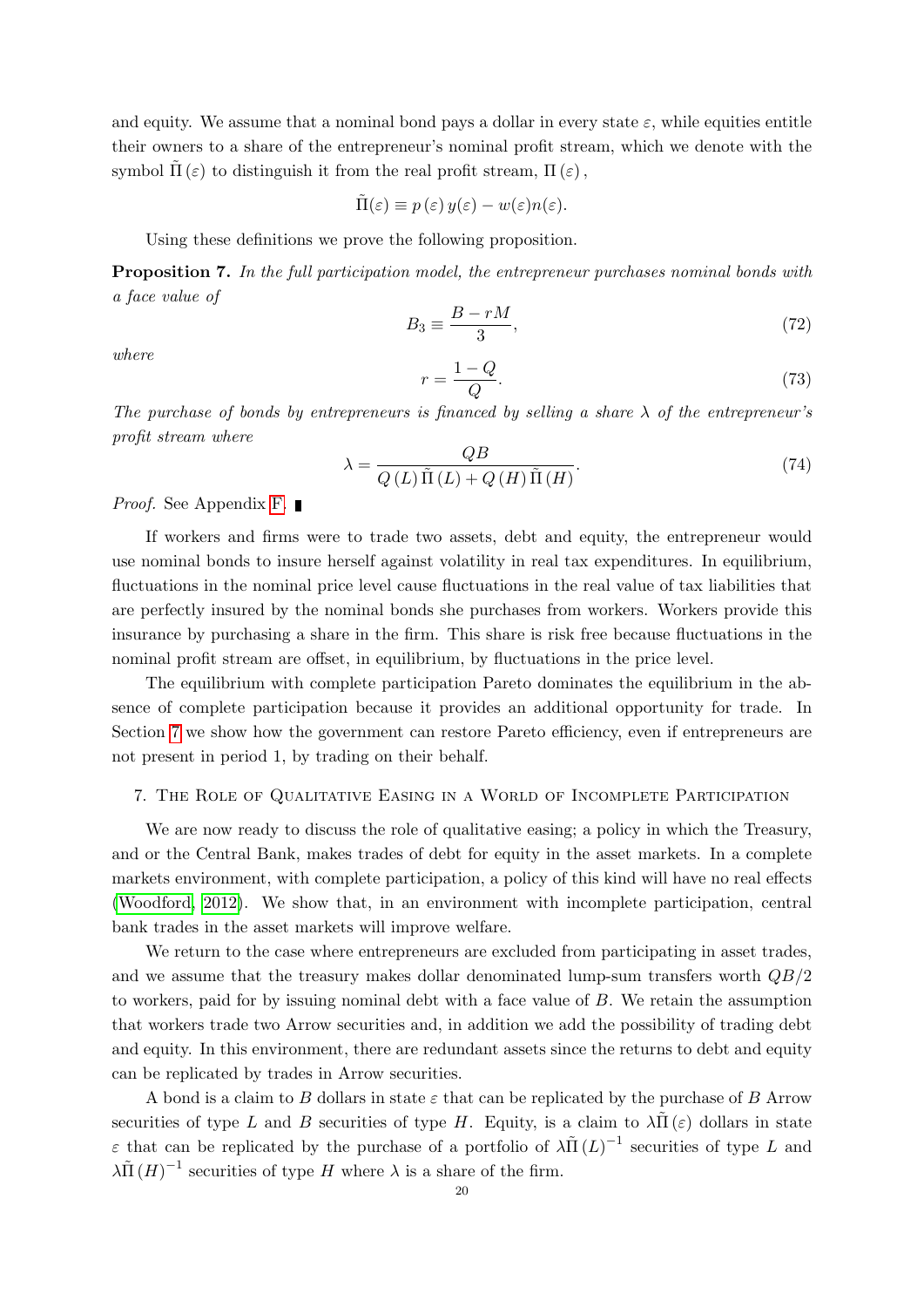and equity. We assume that a nominal bond pays a dollar in every state $\varepsilon$, while equities entitle their owners to a share of the entrepreneur's nominal profit stream, which we denote with the symbol $\tilde{\Pi}(\varepsilon)$ to distinguish it from the real profit stream, $\Pi(\varepsilon)$,

$$\tilde{\Pi}(\varepsilon) \equiv p(\varepsilon) y(\varepsilon) - w(\varepsilon) n(\varepsilon).$$

Using these definitions we prove the following proposition.

**Proposition 7.** *In the full participation model, the entrepreneur purchases nominal bonds with a face value of*

$$B_3 \equiv \frac{B - rM}{3}, \tag{72}$$

*where*

$$r = \frac{1-Q}{Q}. \tag{73}$$

*The purchase of bonds by entrepreneurs is financed by selling a share $\lambda$ of the entrepreneur's profit stream where*

$$\lambda = \frac{QB}{Q(L)\tilde{\Pi}(L) + Q(H)\tilde{\Pi}(H)}. \tag{74}$$

*Proof.* See Appendix F. ∎

If workers and firms were to trade two assets, debt and equity, the entrepreneur would use nominal bonds to insure herself against volatility in real tax expenditures. In equilibrium, fluctuations in the nominal price level cause fluctuations in the real value of tax liabilities that are perfectly insured by the nominal bonds she purchases from workers. Workers provide this insurance by purchasing a share in the firm. This share is risk free because fluctuations in the nominal profit stream are offset, in equilibrium, by fluctuations in the price level.

The equilibrium with complete participation Pareto dominates the equilibrium in the absence of complete participation because it provides an additional opportunity for trade. In Section 7 we show how the government can restore Pareto efficiency, even if entrepreneurs are not present in period 1, by trading on their behalf.

## 7. The Role of Qualitative Easing in a World of Incomplete Participation

We are now ready to discuss the role of qualitative easing; a policy in which the Treasury, and or the Central Bank, makes trades of debt for equity in the asset markets. In a complete markets environment, with complete participation, a policy of this kind will have no real effects (Woodford, 2012). We show that, in an environment with incomplete participation, central bank trades in the asset markets will improve welfare.

We return to the case where entrepreneurs are excluded from participating in asset trades, and we assume that the treasury makes dollar denominated lump-sum transfers worth $QB/2$ to workers, paid for by issuing nominal debt with a face value of $B$. We retain the assumption that workers trade two Arrow securities and, in addition we add the possibility of trading debt and equity. In this environment, there are redundant assets since the returns to debt and equity can be replicated by trades in Arrow securities.

A bond is a claim to $B$ dollars in state $\varepsilon$ that can be replicated by the purchase of $B$ Arrow securities of type $L$ and $B$ securities of type $H$. Equity, is a claim to $\lambda\tilde{\Pi}(\varepsilon)$ dollars in state $\varepsilon$ that can be replicated by the purchase of a portfolio of $\lambda\tilde{\Pi}(L)^{-1}$ securities of type $L$ and $\lambda\tilde{\Pi}(H)^{-1}$ securities of type $H$ where $\lambda$ is a share of the firm.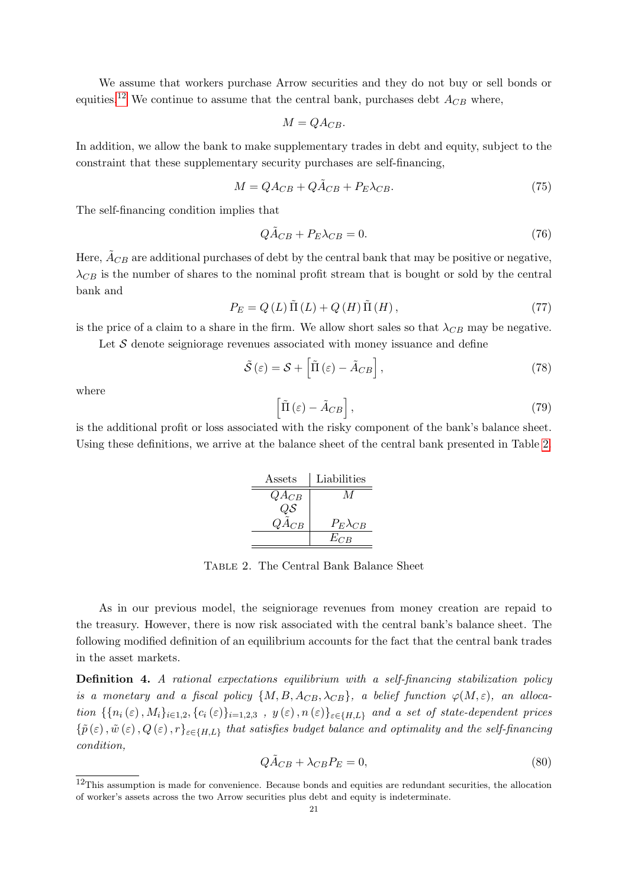We assume that workers purchase Arrow securities and they do not buy or sell bonds or equities.[12] We continue to assume that the central bank, purchases debt $A_{CB}$ where,

$$M = QA_{CB}.$$

In addition, we allow the bank to make supplementary trades in debt and equity, subject to the constraint that these supplementary security purchases are self-financing,

$$M = QA_{CB} + Q\tilde{A}_{CB} + P_E \lambda_{CB}. \tag{75}$$

The self-financing condition implies that

$$Q\tilde{A}_{CB} + P_E \lambda_{CB} = 0. \tag{76}$$

Here, $\tilde{A}_{CB}$ are additional purchases of debt by the central bank that may be positive or negative, $\lambda_{CB}$ is the number of shares to the nominal profit stream that is bought or sold by the central bank and

$$P_E = Q(L)\tilde{\Pi}(L) + Q(H)\tilde{\Pi}(H), \tag{77}$$

is the price of a claim to a share in the firm. We allow short sales so that $\lambda_{CB}$ may be negative.

Let $\mathcal{S}$ denote seigniorage revenues associated with money issuance and define

$$\tilde{\mathcal{S}}(\varepsilon) = \mathcal{S} + \left[\tilde{\Pi}(\varepsilon) - \tilde{A}_{CB}\right], \tag{78}$$

where

$$\left[\tilde{\Pi}(\varepsilon) - \tilde{A}_{CB}\right], \tag{79}$$

is the additional profit or loss associated with the risky component of the bank's balance sheet. Using these definitions, we arrive at the balance sheet of the central bank presented in Table 2.

| Assets | Liabilities |
|---|---|
| $QA_{CB}$ | $M$ |
| $Q\mathcal{S}$ | |
| $Q\tilde{A}_{CB}$ | $P_E\lambda_{CB}$ |
| | $E_{CB}$ |

Table 2. The Central Bank Balance Sheet

As in our previous model, the seigniorage revenues from money creation are repaid to the treasury. However, there is now risk associated with the central bank's balance sheet. The following modified definition of an equilibrium accounts for the fact that the central bank trades in the asset markets.

**Definition 4.** *A rational expectations equilibrium with a self-financing stabilization policy is a monetary and a fiscal policy $\{M, B, A_{CB}, \lambda_{CB}\}$, a belief function $\varphi(M, \varepsilon)$, an allocation $\{\{n_i(\varepsilon), M_i\}_{i \in 1,2}, \{c_i(\varepsilon)\}_{i=1,2,3}\ , \ y(\varepsilon), n(\varepsilon)\}_{\varepsilon \in \{H,L\}}$ and a set of state-dependent prices $\{\tilde{p}(\varepsilon), \tilde{w}(\varepsilon), Q(\varepsilon), r\}_{\varepsilon \in \{H,L\}}$ that satisfies budget balance and optimality and the self-financing condition,*

$$Q\tilde{A}_{CB} + \lambda_{CB} P_E = 0, \tag{80}$$

[12] This assumption is made for convenience. Because bonds and equities are redundant securities, the allocation of worker's assets across the two Arrow securities plus debt and equity is indeterminate.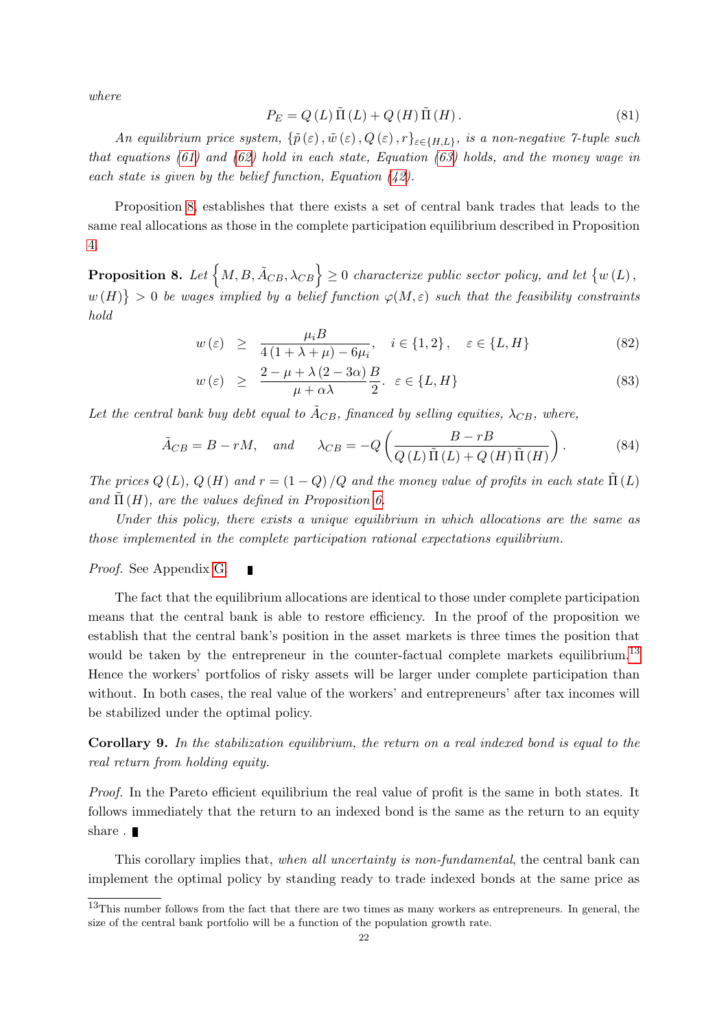*where*

$$P_E = Q(L)\,\tilde{\Pi}(L) + Q(H)\,\tilde{\Pi}(H). \tag{81}$$

*An equilibrium price system, $\{\tilde{p}(\varepsilon), \tilde{w}(\varepsilon), Q(\varepsilon), r\}_{\varepsilon\in\{H,L\}}$, is a non-negative 7-tuple such that equations (61) and (62) hold in each state, Equation (63) holds, and the money wage in each state is given by the belief function, Equation (42).*

Proposition 8, establishes that there exists a set of central bank trades that leads to the same real allocations as those in the complete participation equilibrium described in Proposition 4.

**Proposition 8.** *Let $\left\{M, B, \tilde{A}_{CB}, \lambda_{CB}\right\} \geq 0$ characterize public sector policy, and let $\{w(L), w(H)\} > 0$ be wages implied by a belief function $\varphi(M,\varepsilon)$ such that the feasibility constraints hold*

$$w(\varepsilon) \;\geq\; \frac{\mu_i B}{4(1+\lambda+\mu) - 6\mu_i}, \quad i \in \{1,2\}, \quad \varepsilon \in \{L, H\} \tag{82}$$

$$w(\varepsilon) \;\geq\; \frac{2-\mu+\lambda(2-3\alpha)}{\mu+\alpha\lambda}\frac{B}{2}. \;\; \varepsilon \in \{L, H\} \tag{83}$$

*Let the central bank buy debt equal to $\tilde{A}_{CB}$, financed by selling equities, $\lambda_{CB}$, where,*

$$\tilde{A}_{CB} = B - rM, \quad \text{and} \quad \lambda_{CB} = -Q\left(\frac{B - rB}{Q(L)\,\tilde{\Pi}(L) + Q(H)\,\tilde{\Pi}(H)}\right). \tag{84}$$

*The prices $Q(L)$, $Q(H)$ and $r = (1-Q)/Q$ and the money value of profits in each state $\tilde{\Pi}(L)$ and $\tilde{\Pi}(H)$, are the values defined in Proposition 6.*

*Under this policy, there exists a unique equilibrium in which allocations are the same as those implemented in the complete participation rational expectations equilibrium.*

*Proof.* See Appendix G. ∎

The fact that the equilibrium allocations are identical to those under complete participation means that the central bank is able to restore efficiency. In the proof of the proposition we establish that the central bank's position in the asset markets is three times the position that would be taken by the entrepreneur in the counter-factual complete markets equilibrium.[13] Hence the workers' portfolios of risky assets will be larger under complete participation than without. In both cases, the real value of the workers' and entrepreneurs' after tax incomes will be stabilized under the optimal policy.

**Corollary 9.** *In the stabilization equilibrium, the return on a real indexed bond is equal to the real return from holding equity.*

*Proof.* In the Pareto efficient equilibrium the real value of profit is the same in both states. It follows immediately that the return to an indexed bond is the same as the return to an equity share . ∎

This corollary implies that, *when all uncertainty is non-fundamental*, the central bank can implement the optimal policy by standing ready to trade indexed bonds at the same price as

[13] This number follows from the fact that there are two times as many workers as entrepreneurs. In general, the size of the central bank portfolio will be a function of the population growth rate.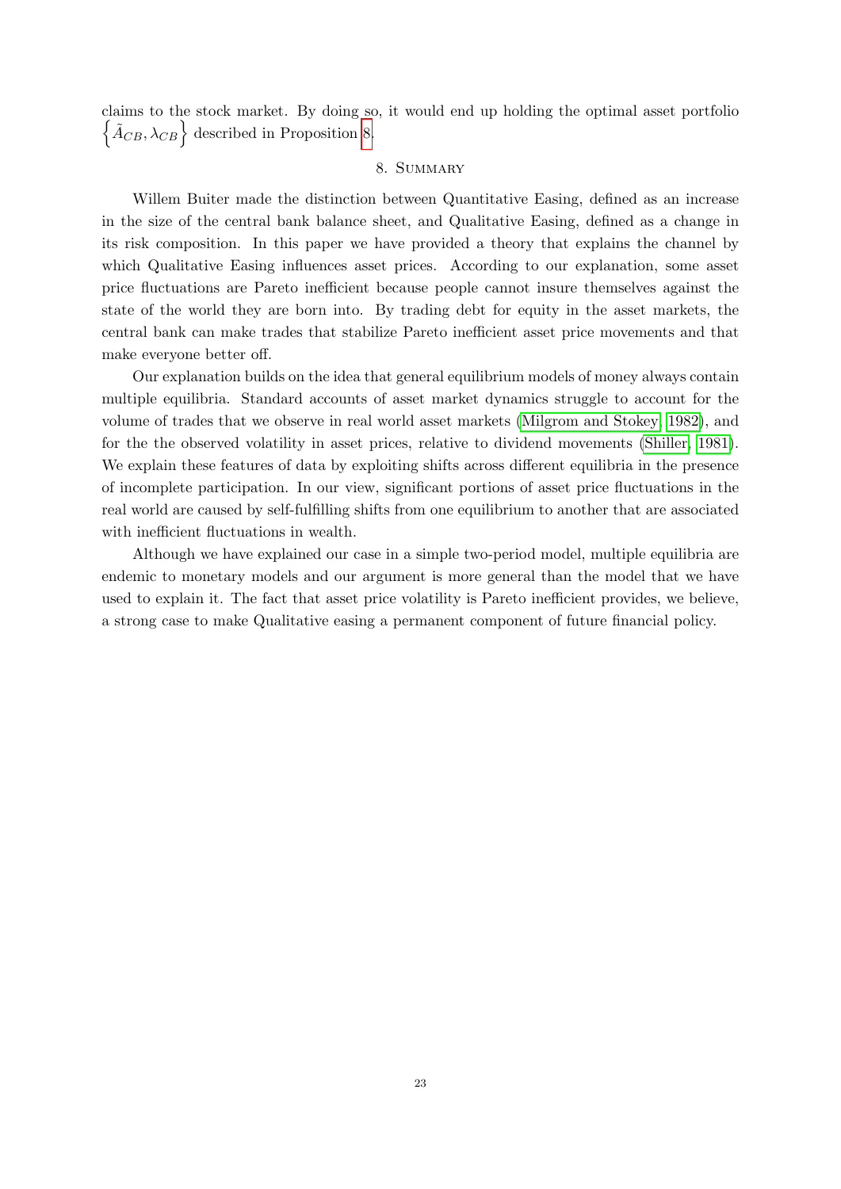claims to the stock market. By doing so, it would end up holding the optimal asset portfolio $\left\{\tilde{A}_{CB}, \lambda_{CB}\right\}$ described in Proposition 8.

## 8. Summary

Willem Buiter made the distinction between Quantitative Easing, defined as an increase in the size of the central bank balance sheet, and Qualitative Easing, defined as a change in its risk composition. In this paper we have provided a theory that explains the channel by which Qualitative Easing influences asset prices. According to our explanation, some asset price fluctuations are Pareto inefficient because people cannot insure themselves against the state of the world they are born into. By trading debt for equity in the asset markets, the central bank can make trades that stabilize Pareto inefficient asset price movements and that make everyone better off.

Our explanation builds on the idea that general equilibrium models of money always contain multiple equilibria. Standard accounts of asset market dynamics struggle to account for the volume of trades that we observe in real world asset markets (Milgrom and Stokey, 1982), and for the the observed volatility in asset prices, relative to dividend movements (Shiller, 1981). We explain these features of data by exploiting shifts across different equilibria in the presence of incomplete participation. In our view, significant portions of asset price fluctuations in the real world are caused by self-fulfilling shifts from one equilibrium to another that are associated with inefficient fluctuations in wealth.

Although we have explained our case in a simple two-period model, multiple equilibria are endemic to monetary models and our argument is more general than the model that we have used to explain it. The fact that asset price volatility is Pareto inefficient provides, we believe, a strong case to make Qualitative easing a permanent component of future financial policy.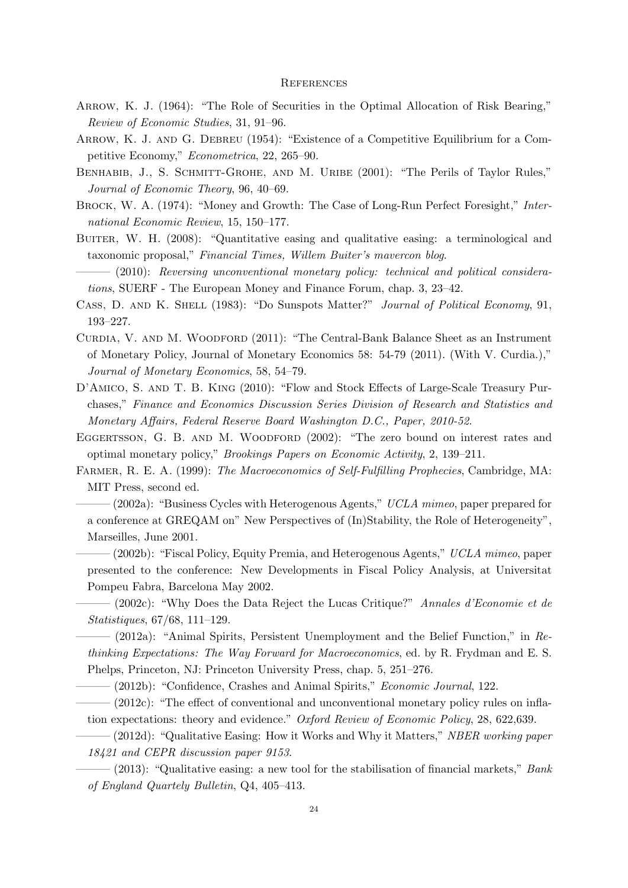# References

Arrow, K. J. (1964): "The Role of Securities in the Optimal Allocation of Risk Bearing," *Review of Economic Studies*, 31, 91–96.

Arrow, K. J. and G. Debreu (1954): "Existence of a Competitive Equilibrium for a Competitive Economy," *Econometrica*, 22, 265–90.

Benhabib, J., S. Schmitt-Grohe, and M. Uribe (2001): "The Perils of Taylor Rules," *Journal of Economic Theory*, 96, 40–69.

Brock, W. A. (1974): "Money and Growth: The Case of Long-Run Perfect Foresight," *International Economic Review*, 15, 150–177.

Buiter, W. H. (2008): "Quantitative easing and qualitative easing: a terminological and taxonomic proposal," *Financial Times, Willem Buiter's mavercon blog*.

——— (2010): *Reversing unconventional monetary policy: technical and political considerations*, SUERF - The European Money and Finance Forum, chap. 3, 23–42.

Cass, D. and K. Shell (1983): "Do Sunspots Matter?" *Journal of Political Economy*, 91, 193–227.

Curdia, V. and M. Woodford (2011): "The Central-Bank Balance Sheet as an Instrument of Monetary Policy, Journal of Monetary Economics 58: 54-79 (2011). (With V. Curdia.)," *Journal of Monetary Economics*, 58, 54–79.

D'Amico, S. and T. B. King (2010): "Flow and Stock Effects of Large-Scale Treasury Purchases," *Finance and Economics Discussion Series Division of Research and Statistics and Monetary Affairs, Federal Reserve Board Washington D.C., Paper, 2010-52*.

Eggertsson, G. B. and M. Woodford (2002): "The zero bound on interest rates and optimal monetary policy," *Brookings Papers on Economic Activity*, 2, 139–211.

Farmer, R. E. A. (1999): *The Macroeconomics of Self-Fulfilling Prophecies*, Cambridge, MA: MIT Press, second ed.

——— (2002a): "Business Cycles with Heterogenous Agents," *UCLA mimeo*, paper prepared for a conference at GREQAM on" New Perspectives of (In)Stability, the Role of Heterogeneity", Marseilles, June 2001.

——— (2002b): "Fiscal Policy, Equity Premia, and Heterogenous Agents," *UCLA mimeo*, paper presented to the conference: New Developments in Fiscal Policy Analysis, at Universitat Pompeu Fabra, Barcelona May 2002.

——— (2002c): "Why Does the Data Reject the Lucas Critique?" *Annales d'Economie et de Statistiques*, 67/68, 111–129.

——— (2012a): "Animal Spirits, Persistent Unemployment and the Belief Function," in *Rethinking Expectations: The Way Forward for Macroeconomics*, ed. by R. Frydman and E. S. Phelps, Princeton, NJ: Princeton University Press, chap. 5, 251–276.

——— (2012b): "Confidence, Crashes and Animal Spirits," *Economic Journal*, 122.

——— (2012c): "The effect of conventional and unconventional monetary policy rules on inflation expectations: theory and evidence." *Oxford Review of Economic Policy*, 28, 622,639.

——— (2012d): "Qualitative Easing: How it Works and Why it Matters," *NBER working paper 18421 and CEPR discussion paper 9153*.

——— (2013): "Qualitative easing: a new tool for the stabilisation of financial markets," *Bank of England Quartely Bulletin*, Q4, 405–413.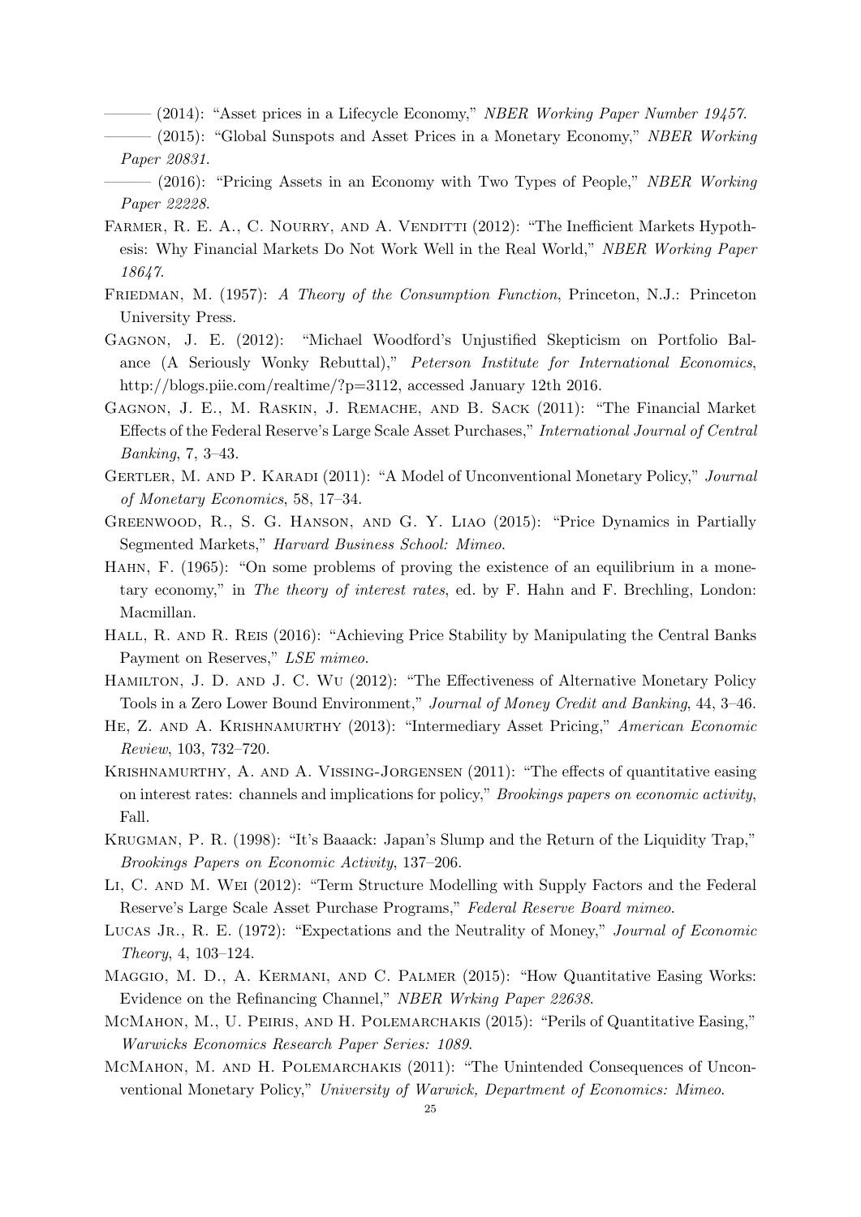——— (2014): "Asset prices in a Lifecycle Economy," *NBER Working Paper Number 19457*.

——— (2015): "Global Sunspots and Asset Prices in a Monetary Economy," *NBER Working Paper 20831*.

——— (2016): "Pricing Assets in an Economy with Two Types of People," *NBER Working Paper 22228*.

Farmer, R. E. A., C. Nourry, and A. Venditti (2012): "The Inefficient Markets Hypothesis: Why Financial Markets Do Not Work Well in the Real World," *NBER Working Paper 18647*.

Friedman, M. (1957): *A Theory of the Consumption Function*, Princeton, N.J.: Princeton University Press.

Gagnon, J. E. (2012): "Michael Woodford's Unjustified Skepticism on Portfolio Balance (A Seriously Wonky Rebuttal)," *Peterson Institute for International Economics*, http://blogs.piie.com/realtime/?p=3112, accessed January 12th 2016.

Gagnon, J. E., M. Raskin, J. Remache, and B. Sack (2011): "The Financial Market Effects of the Federal Reserve's Large Scale Asset Purchases," *International Journal of Central Banking*, 7, 3–43.

Gertler, M. and P. Karadi (2011): "A Model of Unconventional Monetary Policy," *Journal of Monetary Economics*, 58, 17–34.

Greenwood, R., S. G. Hanson, and G. Y. Liao (2015): "Price Dynamics in Partially Segmented Markets," *Harvard Business School: Mimeo*.

Hahn, F. (1965): "On some problems of proving the existence of an equilibrium in a monetary economy," in *The theory of interest rates*, ed. by F. Hahn and F. Brechling, London: Macmillan.

Hall, R. and R. Reis (2016): "Achieving Price Stability by Manipulating the Central Banks Payment on Reserves," *LSE mimeo*.

Hamilton, J. D. and J. C. Wu (2012): "The Effectiveness of Alternative Monetary Policy Tools in a Zero Lower Bound Environment," *Journal of Money Credit and Banking*, 44, 3–46.

He, Z. and A. Krishnamurthy (2013): "Intermediary Asset Pricing," *American Economic Review*, 103, 732–720.

Krishnamurthy, A. and A. Vissing-Jorgensen (2011): "The effects of quantitative easing on interest rates: channels and implications for policy," *Brookings papers on economic activity*, Fall.

Krugman, P. R. (1998): "It's Baaack: Japan's Slump and the Return of the Liquidity Trap," *Brookings Papers on Economic Activity*, 137–206.

Li, C. and M. Wei (2012): "Term Structure Modelling with Supply Factors and the Federal Reserve's Large Scale Asset Purchase Programs," *Federal Reserve Board mimeo*.

Lucas Jr., R. E. (1972): "Expectations and the Neutrality of Money," *Journal of Economic Theory*, 4, 103–124.

Maggio, M. D., A. Kermani, and C. Palmer (2015): "How Quantitative Easing Works: Evidence on the Refinancing Channel," *NBER Wrking Paper 22638*.

McMahon, M., U. Peiris, and H. Polemarchakis (2015): "Perils of Quantitative Easing," *Warwicks Economics Research Paper Series: 1089*.

McMahon, M. and H. Polemarchakis (2011): "The Unintended Consequences of Unconventional Monetary Policy," *University of Warwick, Department of Economics: Mimeo*.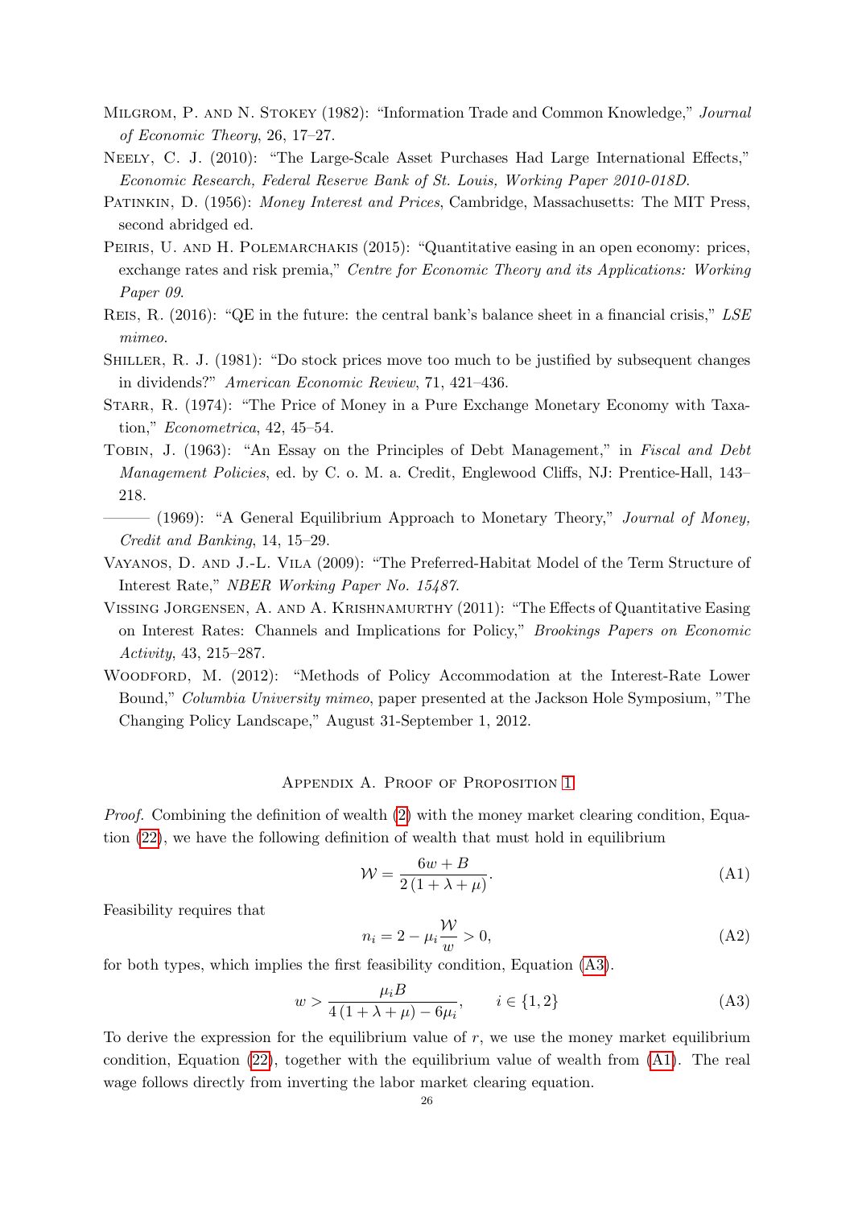Milgrom, P. and N. Stokey (1982): "Information Trade and Common Knowledge," *Journal of Economic Theory*, 26, 17–27.

Neely, C. J. (2010): "The Large-Scale Asset Purchases Had Large International Effects," *Economic Research, Federal Reserve Bank of St. Louis, Working Paper 2010-018D*.

Patinkin, D. (1956): *Money Interest and Prices*, Cambridge, Massachusetts: The MIT Press, second abridged ed.

Peiris, U. and H. Polemarchakis (2015): "Quantitative easing in an open economy: prices, exchange rates and risk premia," *Centre for Economic Theory and its Applications: Working Paper 09*.

Reis, R. (2016): "QE in the future: the central bank's balance sheet in a financial crisis," *LSE mimeo*.

Shiller, R. J. (1981): "Do stock prices move too much to be justified by subsequent changes in dividends?" *American Economic Review*, 71, 421–436.

Starr, R. (1974): "The Price of Money in a Pure Exchange Monetary Economy with Taxation," *Econometrica*, 42, 45–54.

Tobin, J. (1963): "An Essay on the Principles of Debt Management," in *Fiscal and Debt Management Policies*, ed. by C. o. M. a. Credit, Englewood Cliffs, NJ: Prentice-Hall, 143–218.

——— (1969): "A General Equilibrium Approach to Monetary Theory," *Journal of Money, Credit and Banking*, 14, 15–29.

Vayanos, D. and J.-L. Vila (2009): "The Preferred-Habitat Model of the Term Structure of Interest Rate," *NBER Working Paper No. 15487*.

Vissing Jorgensen, A. and A. Krishnamurthy (2011): "The Effects of Quantitative Easing on Interest Rates: Channels and Implications for Policy," *Brookings Papers on Economic Activity*, 43, 215–287.

Woodford, M. (2012): "Methods of Policy Accommodation at the Interest-Rate Lower Bound," *Columbia University mimeo*, paper presented at the Jackson Hole Symposium, "The Changing Policy Landscape," August 31-September 1, 2012.

## Appendix A. Proof of Proposition 1

*Proof.* Combining the definition of wealth (2) with the money market clearing condition, Equation (22), we have the following definition of wealth that must hold in equilibrium

$$\mathcal{W} = \frac{6w + B}{2(1 + \lambda + \mu)}. \tag{A1}$$

Feasibility requires that

$$n_i = 2 - \mu_i \frac{\mathcal{W}}{w} > 0, \tag{A2}$$

for both types, which implies the first feasibility condition, Equation (A3).

$$w > \frac{\mu_i B}{4(1 + \lambda + \mu) - 6\mu_i}, \qquad i \in \{1, 2\} \tag{A3}$$

To derive the expression for the equilibrium value of $r$, we use the money market equilibrium condition, Equation (22), together with the equilibrium value of wealth from (A1). The real wage follows directly from inverting the labor market clearing equation.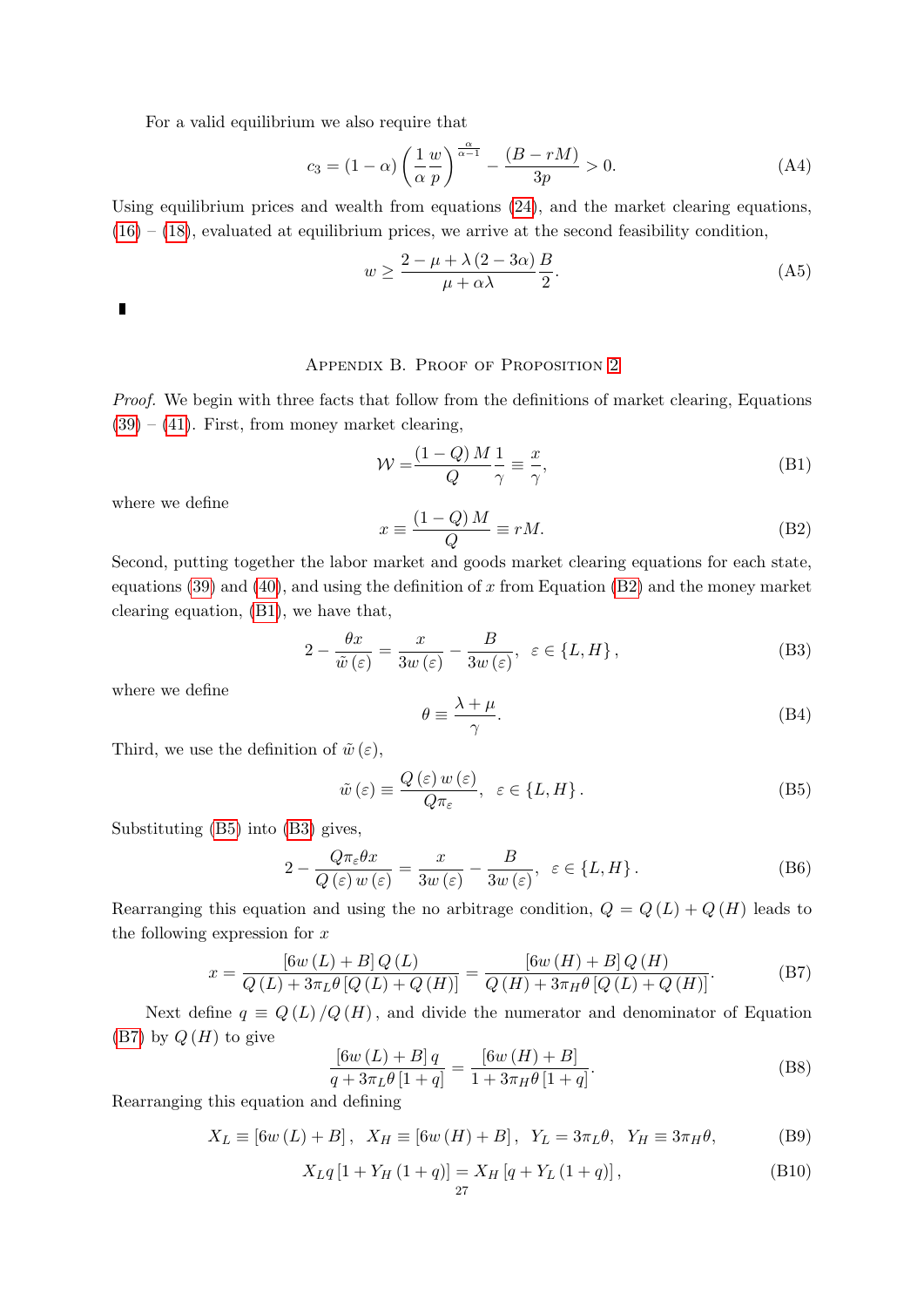For a valid equilibrium we also require that

$$c_3 = (1-\alpha)\left(\frac{1}{\alpha}\frac{w}{p}\right)^{\frac{\alpha}{\alpha-1}} - \frac{(B-rM)}{3p} > 0. \tag{A4}$$

Using equilibrium prices and wealth from equations (24), and the market clearing equations, (16) – (18), evaluated at equilibrium prices, we arrive at the second feasibility condition,

$$w \geq \frac{2-\mu+\lambda(2-3\alpha)}{\mu+\alpha\lambda}\frac{B}{2}. \tag{A5}$$

∎

## Appendix B. Proof of Proposition 2

*Proof.* We begin with three facts that follow from the definitions of market clearing, Equations (39) – (41). First, from money market clearing,

$$\mathcal{W} = \frac{(1-Q)\,M}{Q}\frac{1}{\gamma} \equiv \frac{x}{\gamma}, \tag{B1}$$

where we define

$$x \equiv \frac{(1-Q)\,M}{Q} \equiv rM. \tag{B2}$$

Second, putting together the labor market and goods market clearing equations for each state, equations (39) and (40), and using the definition of $x$ from Equation (B2) and the money market clearing equation, (B1), we have that,

$$2 - \frac{\theta x}{\tilde{w}(\varepsilon)} = \frac{x}{3w(\varepsilon)} - \frac{B}{3w(\varepsilon)},\ \ \varepsilon \in \{L,H\}, \tag{B3}$$

where we define

$$\theta \equiv \frac{\lambda+\mu}{\gamma}. \tag{B4}$$

Third, we use the definition of $\tilde{w}(\varepsilon)$,

$$\tilde{w}(\varepsilon) \equiv \frac{Q(\varepsilon)\,w(\varepsilon)}{Q\pi_\varepsilon},\ \ \varepsilon \in \{L,H\}. \tag{B5}$$

Substituting (B5) into (B3) gives,

$$2 - \frac{Q\pi_\varepsilon\theta x}{Q(\varepsilon)\,w(\varepsilon)} = \frac{x}{3w(\varepsilon)} - \frac{B}{3w(\varepsilon)},\ \ \varepsilon \in \{L,H\}. \tag{B6}$$

Rearranging this equation and using the no arbitrage condition, $Q = Q(L) + Q(H)$ leads to the following expression for $x$

$$x = \frac{[6w(L)+B]\,Q(L)}{Q(L)+3\pi_L\theta\,[Q(L)+Q(H)]} = \frac{[6w(H)+B]\,Q(H)}{Q(H)+3\pi_H\theta\,[Q(L)+Q(H)]}. \tag{B7}$$

Next define $q \equiv Q(L)/Q(H)$, and divide the numerator and denominator of Equation (B7) by $Q(H)$ to give

$$\frac{[6w(L)+B]\,q}{q+3\pi_L\theta\,[1+q]} = \frac{[6w(H)+B]}{1+3\pi_H\theta\,[1+q]}. \tag{B8}$$

Rearranging this equation and defining

$$X_L \equiv [6w(L)+B],\ \ X_H \equiv [6w(H)+B],\ \ Y_L = 3\pi_L\theta,\ \ Y_H \equiv 3\pi_H\theta, \tag{B9}$$

$$X_L q\,[1+Y_H(1+q)] = X_H\,[q+Y_L(1+q)], \tag{B10}$$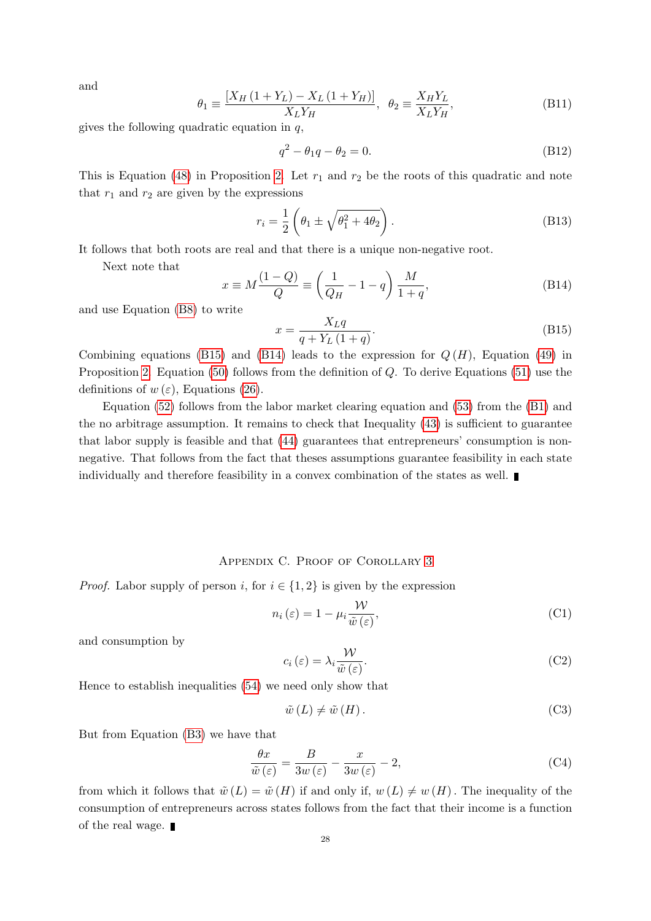and

$$\theta_1 \equiv \frac{[X_H(1+Y_L) - X_L(1+Y_H)]}{X_L Y_H}, \;\; \theta_2 \equiv \frac{X_H Y_L}{X_L Y_H}, \tag{B11}$$

gives the following quadratic equation in $q$,

$$q^2 - \theta_1 q - \theta_2 = 0. \tag{B12}$$

This is Equation (48) in Proposition 2. Let $r_1$ and $r_2$ be the roots of this quadratic and note that $r_1$ and $r_2$ are given by the expressions

$$r_i = \frac{1}{2}\left(\theta_1 \pm \sqrt{\theta_1^2 + 4\theta_2}\right). \tag{B13}$$

It follows that both roots are real and that there is a unique non-negative root.

Next note that

$$x \equiv M\frac{(1-Q)}{Q} \equiv \left(\frac{1}{Q_H} - 1 - q\right)\frac{M}{1+q}, \tag{B14}$$

and use Equation (B8) to write

$$x = \frac{X_L q}{q + Y_L(1+q)}. \tag{B15}$$

Combining equations (B15) and (B14) leads to the expression for $Q(H)$, Equation (49) in Proposition 2. Equation (50) follows from the definition of $Q$. To derive Equations (51) use the definitions of $w(\varepsilon)$, Equations (26).

Equation (52) follows from the labor market clearing equation and (53) from the (B1) and the no arbitrage assumption. It remains to check that Inequality (43) is sufficient to guarantee that labor supply is feasible and that (44) guarantees that entrepreneurs' consumption is non-negative. That follows from the fact that theses assumptions guarantee feasibility in each state individually and therefore feasibility in a convex combination of the states as well. ∎

## Appendix C. Proof of Corollary 3

*Proof.* Labor supply of person $i$, for $i \in \{1, 2\}$ is given by the expression

$$n_i(\varepsilon) = 1 - \mu_i \frac{\mathcal{W}}{\tilde{w}(\varepsilon)}, \tag{C1}$$

and consumption by

$$c_i(\varepsilon) = \lambda_i \frac{\mathcal{W}}{\tilde{w}(\varepsilon)}. \tag{C2}$$

Hence to establish inequalities (54) we need only show that

$$\tilde{w}(L) \neq \tilde{w}(H). \tag{C3}$$

But from Equation (B3) we have that

$$\frac{\theta x}{\tilde{w}(\varepsilon)} = \frac{B}{3w(\varepsilon)} - \frac{x}{3w(\varepsilon)} - 2, \tag{C4}$$

from which it follows that $\tilde{w}(L) = \tilde{w}(H)$ if and only if, $w(L) \neq w(H)$. The inequality of the consumption of entrepreneurs across states follows from the fact that their income is a function of the real wage. ∎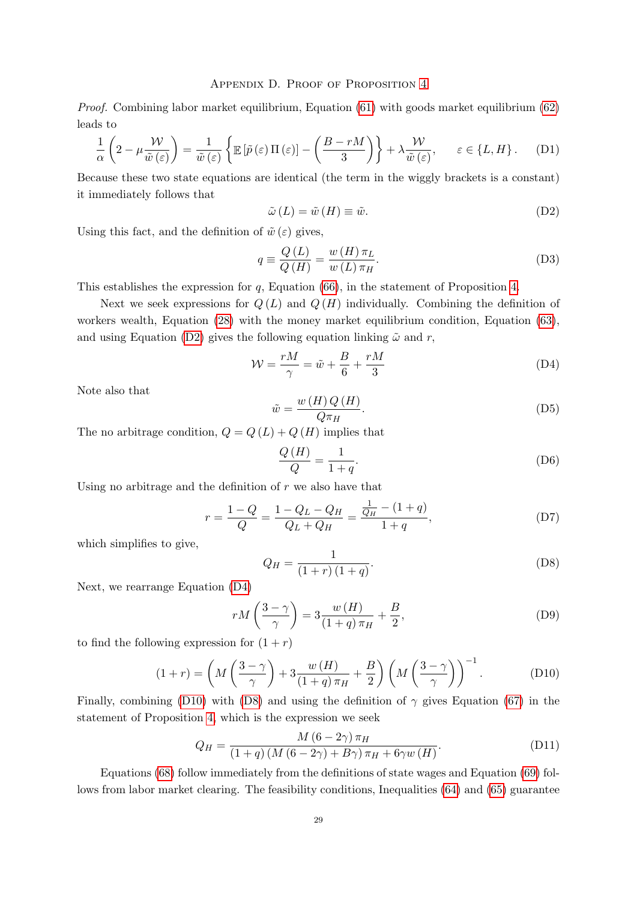## Appendix D. Proof of Proposition 4

*Proof.* Combining labor market equilibrium, Equation (61) with goods market equilibrium (62) leads to

$$\frac{1}{\alpha}\left(2-\mu\frac{\mathcal{W}}{\tilde{w}(\varepsilon)}\right)=\frac{1}{\tilde{w}(\varepsilon)}\left\{\mathbb{E}\left[\tilde{p}(\varepsilon)\Pi(\varepsilon)\right]-\left(\frac{B-rM}{3}\right)\right\}+\lambda\frac{\mathcal{W}}{\tilde{w}(\varepsilon)},\qquad \varepsilon\in\{L,H\}. \tag{D1}$$

Because these two state equations are identical (the term in the wiggly brackets is a constant) it immediately follows that

$$\tilde{\omega}(L)=\tilde{w}(H)\equiv\tilde{w}. \tag{D2}$$

Using this fact, and the definition of $\tilde{w}(\varepsilon)$ gives,

$$q\equiv\frac{Q(L)}{Q(H)}=\frac{w(H)\pi_L}{w(L)\pi_H}. \tag{D3}$$

This establishes the expression for $q$, Equation (66), in the statement of Proposition 4.

Next we seek expressions for $Q(L)$ and $Q(H)$ individually. Combining the definition of workers wealth, Equation (28) with the money market equilibrium condition, Equation (63), and using Equation (D2) gives the following equation linking $\tilde{\omega}$ and $r$,

$$\mathcal{W}=\frac{rM}{\gamma}=\tilde{w}+\frac{B}{6}+\frac{rM}{3} \tag{D4}$$

Note also that

$$\tilde{w}=\frac{w(H)Q(H)}{Q\pi_H}. \tag{D5}$$

The no arbitrage condition, $Q=Q(L)+Q(H)$ implies that

$$\frac{Q(H)}{Q}=\frac{1}{1+q}. \tag{D6}$$

Using no arbitrage and the definition of $r$ we also have that

$$r=\frac{1-Q}{Q}=\frac{1-Q_L-Q_H}{Q_L+Q_H}=\frac{\frac{1}{Q_H}-(1+q)}{1+q}, \tag{D7}$$

which simplifies to give,

$$Q_H=\frac{1}{(1+r)(1+q)}. \tag{D8}$$

Next, we rearrange Equation (D4)

$$rM\left(\frac{3-\gamma}{\gamma}\right)=3\frac{w(H)}{(1+q)\pi_H}+\frac{B}{2}, \tag{D9}$$

to find the following expression for $(1+r)$

$$(1+r)=\left(M\left(\frac{3-\gamma}{\gamma}\right)+3\frac{w(H)}{(1+q)\pi_H}+\frac{B}{2}\right)\left(M\left(\frac{3-\gamma}{\gamma}\right)\right)^{-1}. \tag{D10}$$

Finally, combining (D10) with (D8) and using the definition of $\gamma$ gives Equation (67) in the statement of Proposition 4, which is the expression we seek

$$Q_H=\frac{M(6-2\gamma)\pi_H}{(1+q)(M(6-2\gamma)+B\gamma)\pi_H+6\gamma w(H)}. \tag{D11}$$

Equations (68) follow immediately from the definitions of state wages and Equation (69) follows from labor market clearing. The feasibility conditions, Inequalities (64) and (65) guarantee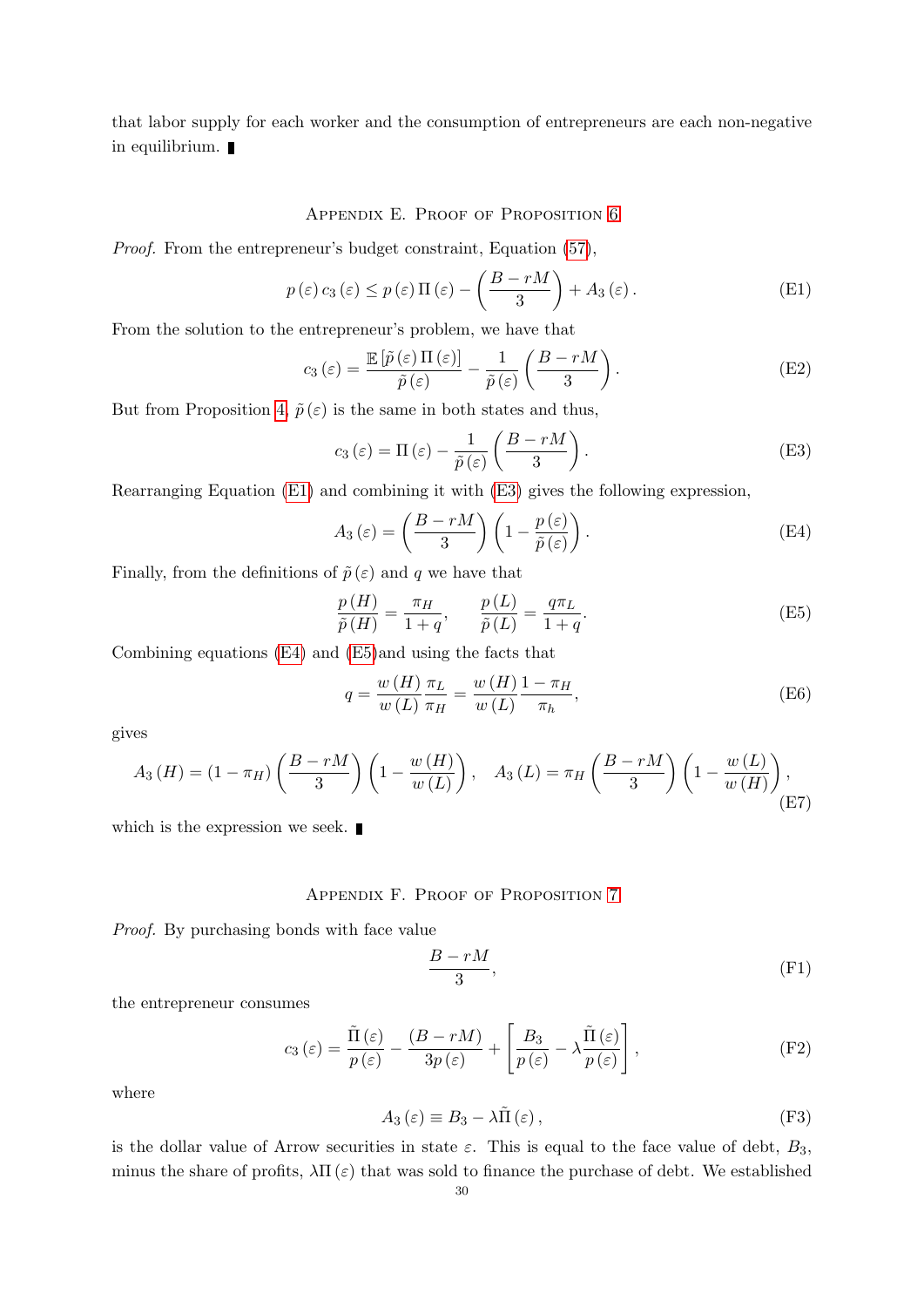that labor supply for each worker and the consumption of entrepreneurs are each non-negative in equilibrium. ∎

## Appendix E. Proof of Proposition 6

*Proof.* From the entrepreneur's budget constraint, Equation (57),

$$p(\varepsilon)\, c_3(\varepsilon) \le p(\varepsilon)\, \Pi(\varepsilon) - \left(\frac{B - rM}{3}\right) + A_3(\varepsilon). \tag{E1}$$

From the solution to the entrepreneur's problem, we have that

$$c_3(\varepsilon) = \frac{\mathbb{E}\left[\tilde{p}(\varepsilon)\, \Pi(\varepsilon)\right]}{\tilde{p}(\varepsilon)} - \frac{1}{\tilde{p}(\varepsilon)}\left(\frac{B - rM}{3}\right). \tag{E2}$$

But from Proposition 4, $\tilde{p}(\varepsilon)$ is the same in both states and thus,

$$c_3(\varepsilon) = \Pi(\varepsilon) - \frac{1}{\tilde{p}(\varepsilon)}\left(\frac{B - rM}{3}\right). \tag{E3}$$

Rearranging Equation (E1) and combining it with (E3) gives the following expression,

$$A_3(\varepsilon) = \left(\frac{B - rM}{3}\right)\left(1 - \frac{p(\varepsilon)}{\tilde{p}(\varepsilon)}\right). \tag{E4}$$

Finally, from the definitions of $\tilde{p}(\varepsilon)$ and $q$ we have that

$$\frac{p(H)}{\tilde{p}(H)} = \frac{\pi_H}{1+q}, \qquad \frac{p(L)}{\tilde{p}(L)} = \frac{q\pi_L}{1+q}. \tag{E5}$$

Combining equations (E4) and (E5)and using the facts that

$$q = \frac{w(H)}{w(L)} \frac{\pi_L}{\pi_H} = \frac{w(H)}{w(L)} \frac{1 - \pi_H}{\pi_h}, \tag{E6}$$

gives

$$A_3(H) = (1 - \pi_H)\left(\frac{B - rM}{3}\right)\left(1 - \frac{w(H)}{w(L)}\right), \quad A_3(L) = \pi_H \left(\frac{B - rM}{3}\right)\left(1 - \frac{w(L)}{w(H)}\right), \tag{E7}$$

which is the expression we seek. ∎

## Appendix F. Proof of Proposition 7

*Proof.* By purchasing bonds with face value

$$\frac{B - rM}{3}, \tag{F1}$$

the entrepreneur consumes

$$c_3(\varepsilon) = \frac{\tilde{\Pi}(\varepsilon)}{p(\varepsilon)} - \frac{(B - rM)}{3p(\varepsilon)} + \left[\frac{B_3}{p(\varepsilon)} - \lambda \frac{\tilde{\Pi}(\varepsilon)}{p(\varepsilon)}\right], \tag{F2}$$

where

$$A_3(\varepsilon) \equiv B_3 - \lambda \tilde{\Pi}(\varepsilon), \tag{F3}$$

is the dollar value of Arrow securities in state $\varepsilon$. This is equal to the face value of debt, $B_3$, minus the share of profits, $\lambda \Pi(\varepsilon)$ that was sold to finance the purchase of debt. We established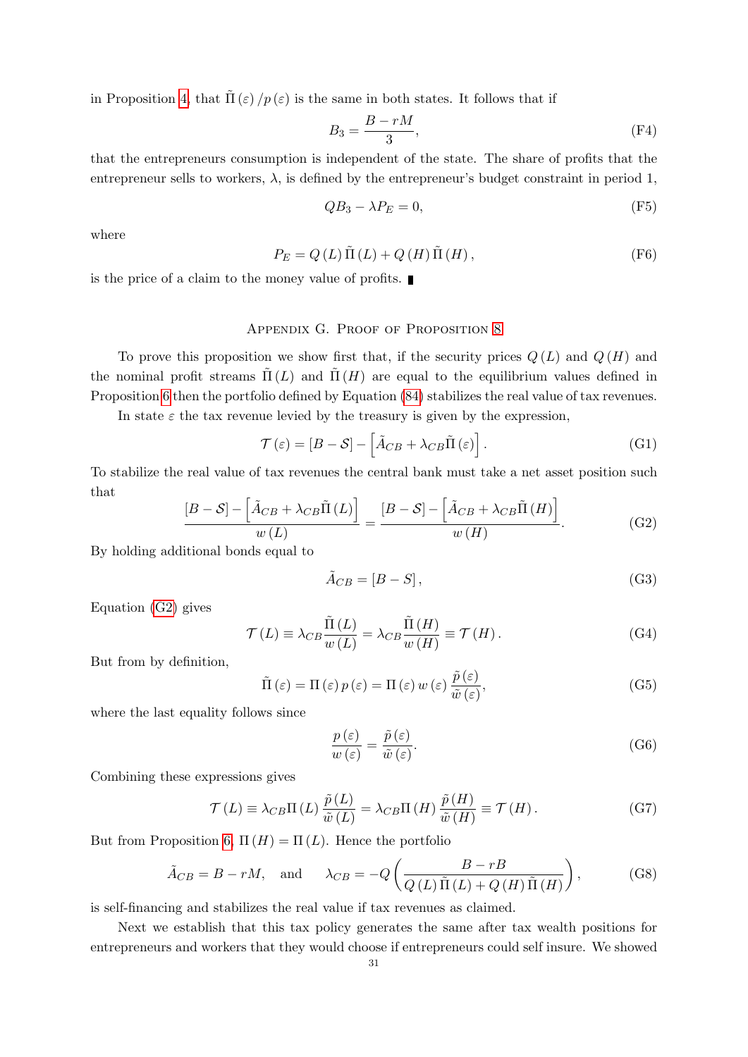in Proposition 4, that $\tilde{\Pi}(\varepsilon)/p(\varepsilon)$ is the same in both states. It follows that if

$$B_3 = \frac{B - rM}{3}, \tag{F4}$$

that the entrepreneurs consumption is independent of the state. The share of profits that the entrepreneur sells to workers, $\lambda$, is defined by the entrepreneur's budget constraint in period 1,

$$QB_3 - \lambda P_E = 0, \tag{F5}$$

where

$$P_E = Q(L)\,\tilde{\Pi}(L) + Q(H)\,\tilde{\Pi}(H), \tag{F6}$$

is the price of a claim to the money value of profits. ∎

## Appendix G. Proof of Proposition 8

To prove this proposition we show first that, if the security prices $Q(L)$ and $Q(H)$ and the nominal profit streams $\tilde{\Pi}(L)$ and $\tilde{\Pi}(H)$ are equal to the equilibrium values defined in Proposition 6 then the portfolio defined by Equation (84) stabilizes the real value of tax revenues.

In state $\varepsilon$ the tax revenue levied by the treasury is given by the expression,

$$\mathcal{T}(\varepsilon) = [B - \mathcal{S}] - \left[\tilde{A}_{CB} + \lambda_{CB}\tilde{\Pi}(\varepsilon)\right]. \tag{G1}$$

To stabilize the real value of tax revenues the central bank must take a net asset position such that

$$\frac{[B - \mathcal{S}] - \left[\tilde{A}_{CB} + \lambda_{CB}\tilde{\Pi}(L)\right]}{w(L)} = \frac{[B - \mathcal{S}] - \left[\tilde{A}_{CB} + \lambda_{CB}\tilde{\Pi}(H)\right]}{w(H)}. \tag{G2}$$

By holding additional bonds equal to

$$\tilde{A}_{CB} = [B - S], \tag{G3}$$

Equation (G2) gives

$$\mathcal{T}(L) \equiv \lambda_{CB}\frac{\tilde{\Pi}(L)}{w(L)} = \lambda_{CB}\frac{\tilde{\Pi}(H)}{w(H)} \equiv \mathcal{T}(H). \tag{G4}$$

But from by definition,

$$\tilde{\Pi}(\varepsilon) = \Pi(\varepsilon)\,p(\varepsilon) = \Pi(\varepsilon)\,w(\varepsilon)\,\frac{\tilde{p}(\varepsilon)}{\tilde{w}(\varepsilon)}, \tag{G5}$$

where the last equality follows since

$$\frac{p(\varepsilon)}{w(\varepsilon)} = \frac{\tilde{p}(\varepsilon)}{\tilde{w}(\varepsilon)}. \tag{G6}$$

Combining these expressions gives

$$\mathcal{T}(L) \equiv \lambda_{CB}\Pi(L)\,\frac{\tilde{p}(L)}{\tilde{w}(L)} = \lambda_{CB}\Pi(H)\,\frac{\tilde{p}(H)}{\tilde{w}(H)} \equiv \mathcal{T}(H). \tag{G7}$$

But from Proposition 6, $\Pi(H) = \Pi(L)$. Hence the portfolio

$$\tilde{A}_{CB} = B - rM, \quad \text{and} \quad \lambda_{CB} = -Q\left(\frac{B - rB}{Q(L)\,\tilde{\Pi}(L) + Q(H)\,\tilde{\Pi}(H)}\right), \tag{G8}$$

is self-financing and stabilizes the real value if tax revenues as claimed.

Next we establish that this tax policy generates the same after tax wealth positions for entrepreneurs and workers that they would choose if entrepreneurs could self insure. We showed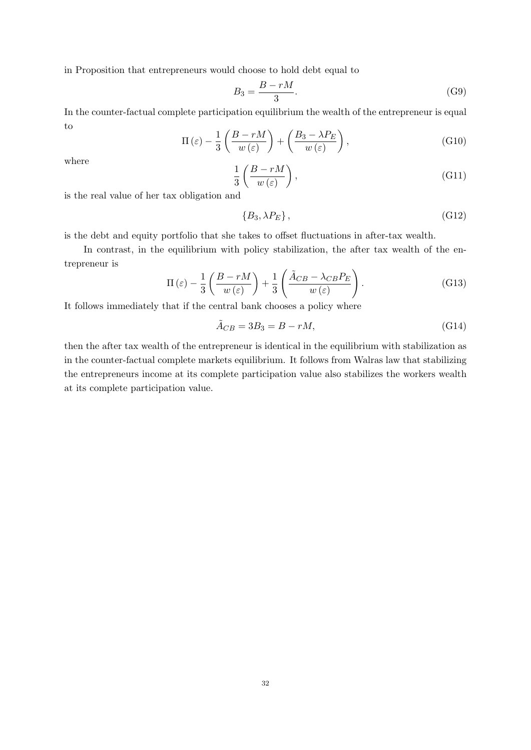in Proposition that entrepreneurs would choose to hold debt equal to

$$B_3 = \frac{B - rM}{3}. \tag{G9}$$

In the counter-factual complete participation equilibrium the wealth of the entrepreneur is equal to

$$\Pi(\varepsilon) - \frac{1}{3}\left(\frac{B - rM}{w(\varepsilon)}\right) + \left(\frac{B_3 - \lambda P_E}{w(\varepsilon)}\right), \tag{G10}$$

where

$$\frac{1}{3}\left(\frac{B - rM}{w(\varepsilon)}\right), \tag{G11}$$

is the real value of her tax obligation and

$$\{B_3, \lambda P_E\}, \tag{G12}$$

is the debt and equity portfolio that she takes to offset fluctuations in after-tax wealth.

In contrast, in the equilibrium with policy stabilization, the after tax wealth of the entrepreneur is

$$\Pi(\varepsilon) - \frac{1}{3}\left(\frac{B - rM}{w(\varepsilon)}\right) + \frac{1}{3}\left(\frac{\tilde{A}_{CB} - \lambda_{CB} P_E}{w(\varepsilon)}\right). \tag{G13}$$

It follows immediately that if the central bank chooses a policy where

$$\tilde{A}_{CB} = 3B_3 = B - rM, \tag{G14}$$

then the after tax wealth of the entrepreneur is identical in the equilibrium with stabilization as in the counter-factual complete markets equilibrium. It follows from Walras law that stabilizing the entrepreneurs income at its complete participation value also stabilizes the workers wealth at its complete participation value.